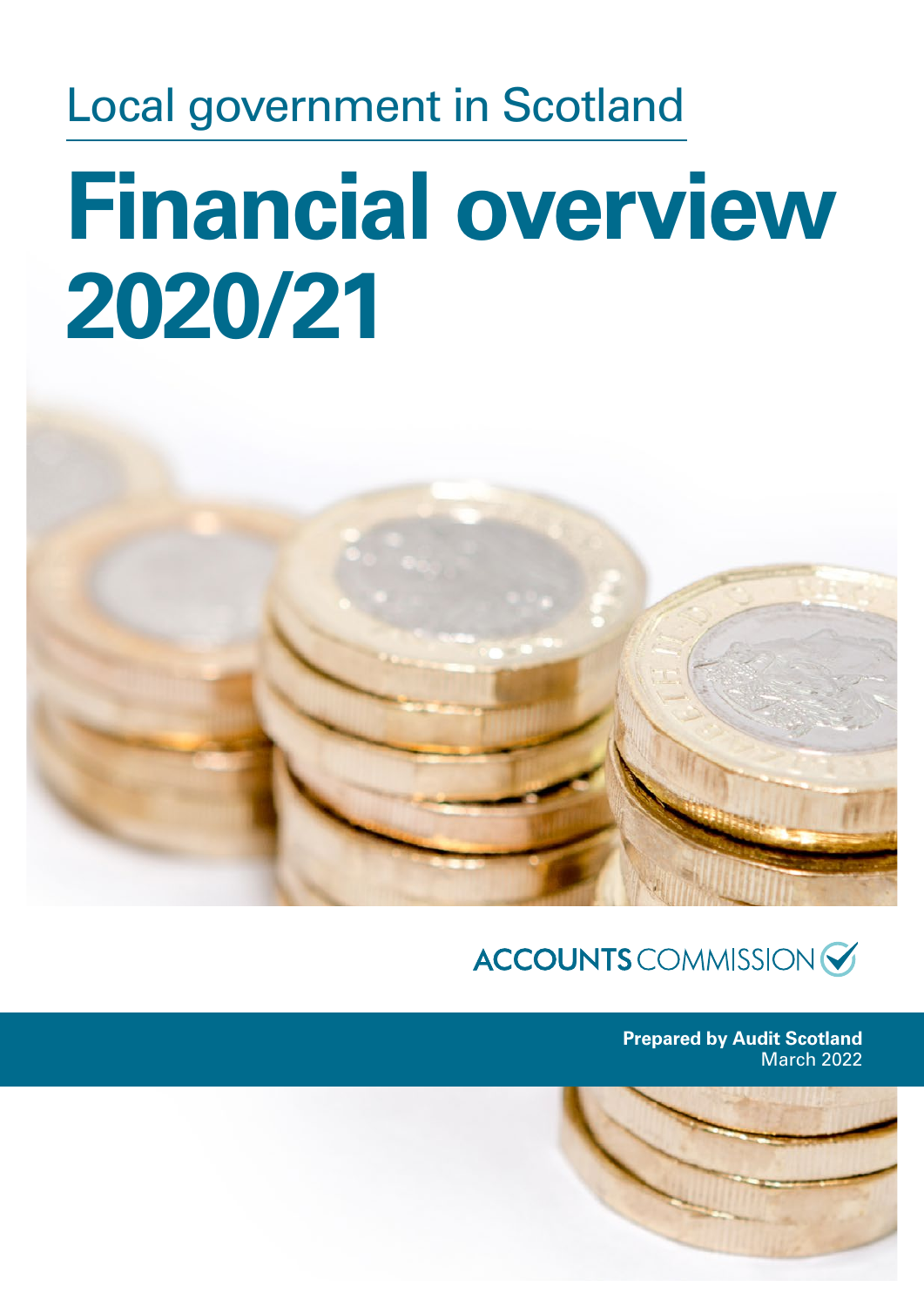Local government in Scotland

# Financial overview 2020/21

ACCOUNTS COMMISSION

**Prepared by Audit Scotland**
March 2022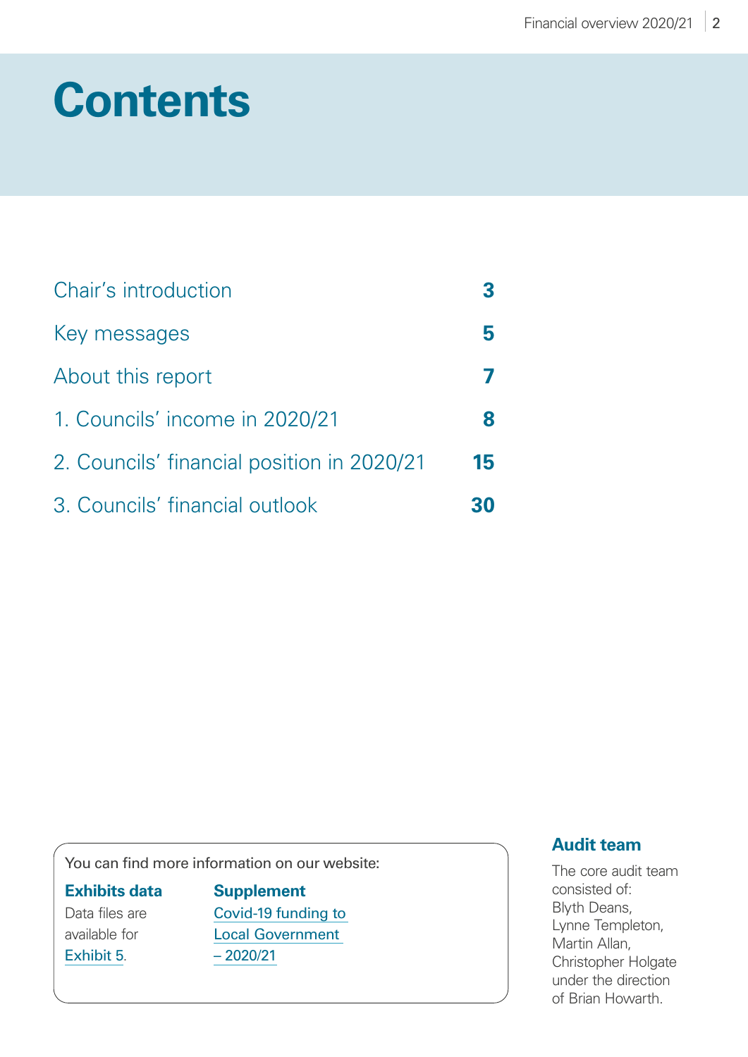# Contents

| | |
|---|---|
| Chair's introduction | 3 |
| Key messages | 5 |
| About this report | 7 |
| 1. Councils' income in 2020/21 | 8 |
| 2. Councils' financial position in 2020/21 | 15 |
| 3. Councils' financial outlook | 30 |

You can find more information on our website:

**Exhibits data**
Data files are available for Exhibit 5.

**Supplement**
Covid-19 funding to Local Government – 2020/21

**Audit team**

The core audit team consisted of: Blyth Deans, Lynne Templeton, Martin Allan, Christopher Holgate under the direction of Brian Howarth.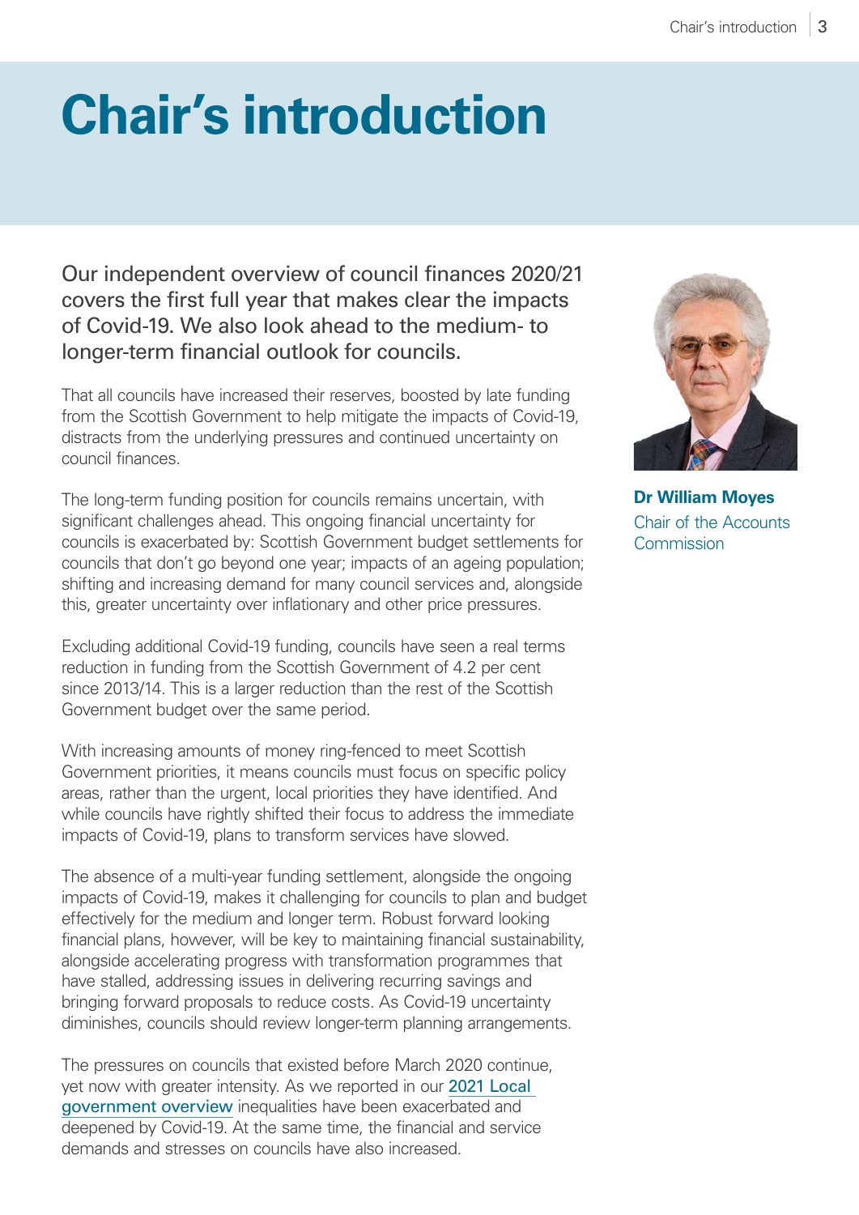# Chair's introduction

Our independent overview of council finances 2020/21 covers the first full year that makes clear the impacts of Covid-19. We also look ahead to the medium- to longer-term financial outlook for councils.

That all councils have increased their reserves, boosted by late funding from the Scottish Government to help mitigate the impacts of Covid-19, distracts from the underlying pressures and continued uncertainty on council finances.

The long-term funding position for councils remains uncertain, with significant challenges ahead. This ongoing financial uncertainty for councils is exacerbated by: Scottish Government budget settlements for councils that don't go beyond one year; impacts of an ageing population; shifting and increasing demand for many council services and, alongside this, greater uncertainty over inflationary and other price pressures.

Excluding additional Covid-19 funding, councils have seen a real terms reduction in funding from the Scottish Government of 4.2 per cent since 2013/14. This is a larger reduction than the rest of the Scottish Government budget over the same period.

With increasing amounts of money ring-fenced to meet Scottish Government priorities, it means councils must focus on specific policy areas, rather than the urgent, local priorities they have identified. And while councils have rightly shifted their focus to address the immediate impacts of Covid-19, plans to transform services have slowed.

The absence of a multi-year funding settlement, alongside the ongoing impacts of Covid-19, makes it challenging for councils to plan and budget effectively for the medium and longer term. Robust forward looking financial plans, however, will be key to maintaining financial sustainability, alongside accelerating progress with transformation programmes that have stalled, addressing issues in delivering recurring savings and bringing forward proposals to reduce costs. As Covid-19 uncertainty diminishes, councils should review longer-term planning arrangements.

The pressures on councils that existed before March 2020 continue, yet now with greater intensity. As we reported in our 2021 Local government overview inequalities have been exacerbated and deepened by Covid-19. At the same time, the financial and service demands and stresses on councils have also increased.

**Dr William Moyes**
Chair of the Accounts Commission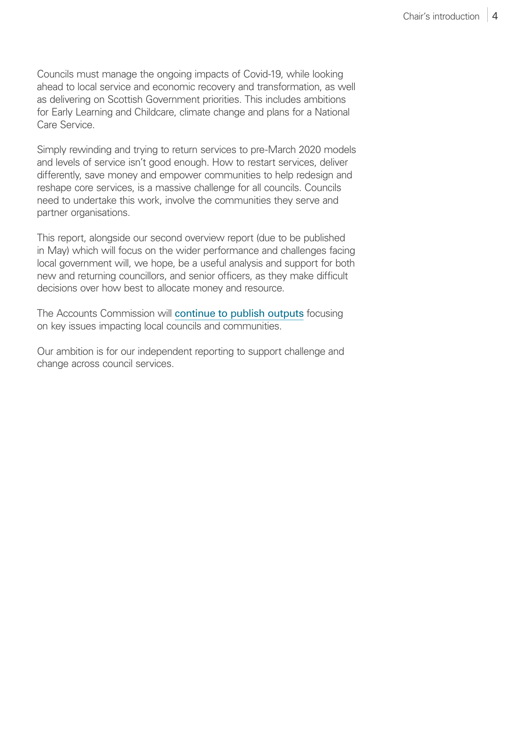Councils must manage the ongoing impacts of Covid-19, while looking ahead to local service and economic recovery and transformation, as well as delivering on Scottish Government priorities. This includes ambitions for Early Learning and Childcare, climate change and plans for a National Care Service.

Simply rewinding and trying to return services to pre-March 2020 models and levels of service isn't good enough. How to restart services, deliver differently, save money and empower communities to help redesign and reshape core services, is a massive challenge for all councils. Councils need to undertake this work, involve the communities they serve and partner organisations.

This report, alongside our second overview report (due to be published in May) which will focus on the wider performance and challenges facing local government will, we hope, be a useful analysis and support for both new and returning councillors, and senior officers, as they make difficult decisions over how best to allocate money and resource.

The Accounts Commission will continue to publish outputs focusing on key issues impacting local councils and communities.

Our ambition is for our independent reporting to support challenge and change across council services.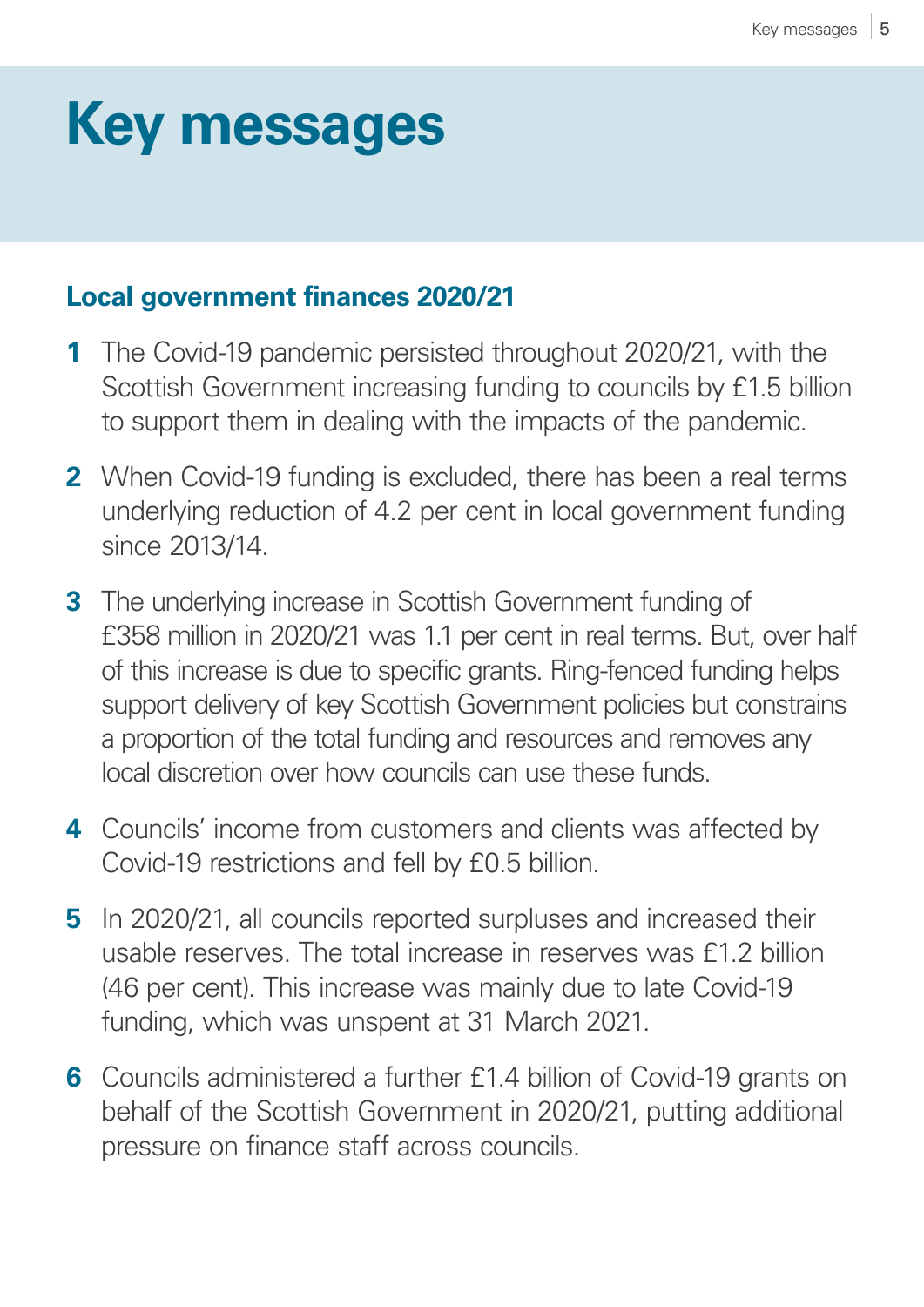# Key messages

## Local government finances 2020/21

1. The Covid-19 pandemic persisted throughout 2020/21, with the Scottish Government increasing funding to councils by £1.5 billion to support them in dealing with the impacts of the pandemic.

2. When Covid-19 funding is excluded, there has been a real terms underlying reduction of 4.2 per cent in local government funding since 2013/14.

3. The underlying increase in Scottish Government funding of £358 million in 2020/21 was 1.1 per cent in real terms. But, over half of this increase is due to specific grants. Ring-fenced funding helps support delivery of key Scottish Government policies but constrains a proportion of the total funding and resources and removes any local discretion over how councils can use these funds.

4. Councils' income from customers and clients was affected by Covid-19 restrictions and fell by £0.5 billion.

5. In 2020/21, all councils reported surpluses and increased their usable reserves. The total increase in reserves was £1.2 billion (46 per cent). This increase was mainly due to late Covid-19 funding, which was unspent at 31 March 2021.

6. Councils administered a further £1.4 billion of Covid-19 grants on behalf of the Scottish Government in 2020/21, putting additional pressure on finance staff across councils.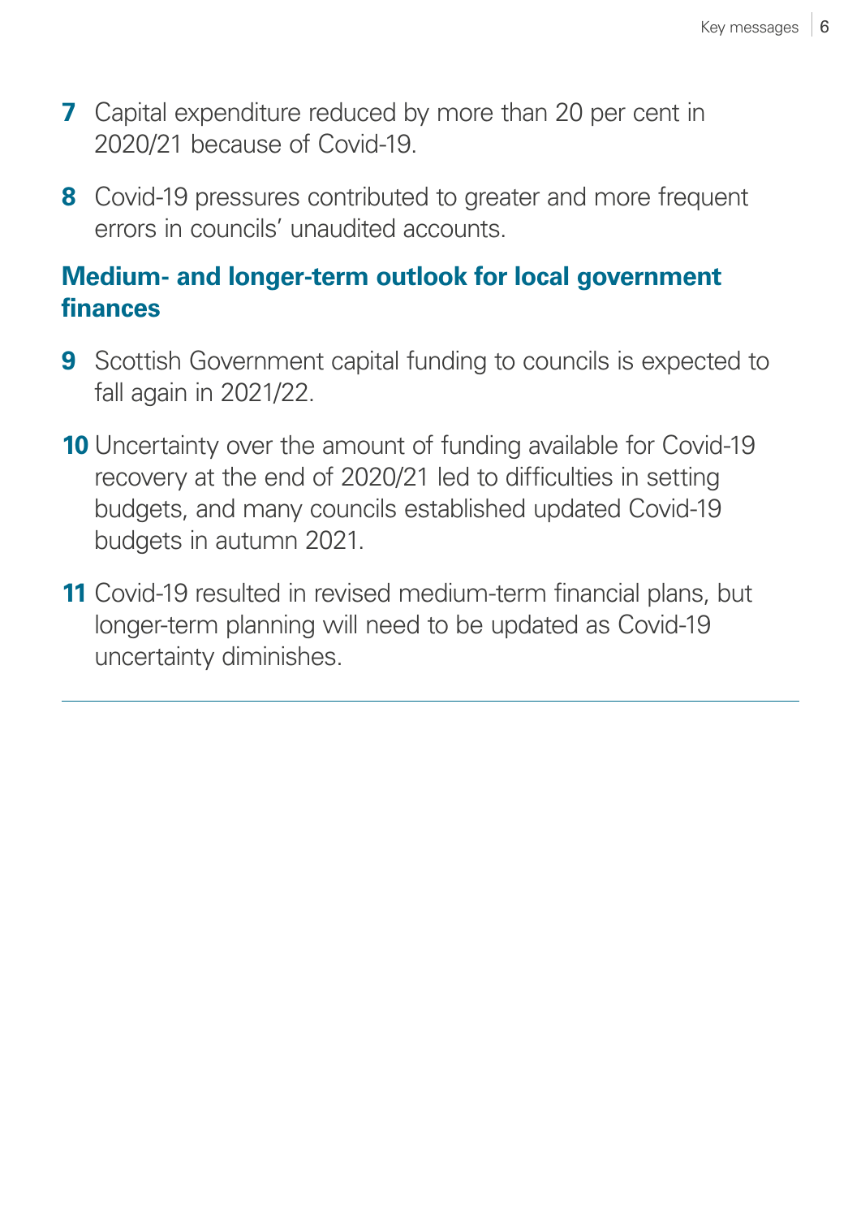**7** Capital expenditure reduced by more than 20 per cent in 2020/21 because of Covid-19.

**8** Covid-19 pressures contributed to greater and more frequent errors in councils' unaudited accounts.

## Medium- and longer-term outlook for local government finances

**9** Scottish Government capital funding to councils is expected to fall again in 2021/22.

**10** Uncertainty over the amount of funding available for Covid-19 recovery at the end of 2020/21 led to difficulties in setting budgets, and many councils established updated Covid-19 budgets in autumn 2021.

**11** Covid-19 resulted in revised medium-term financial plans, but longer-term planning will need to be updated as Covid-19 uncertainty diminishes.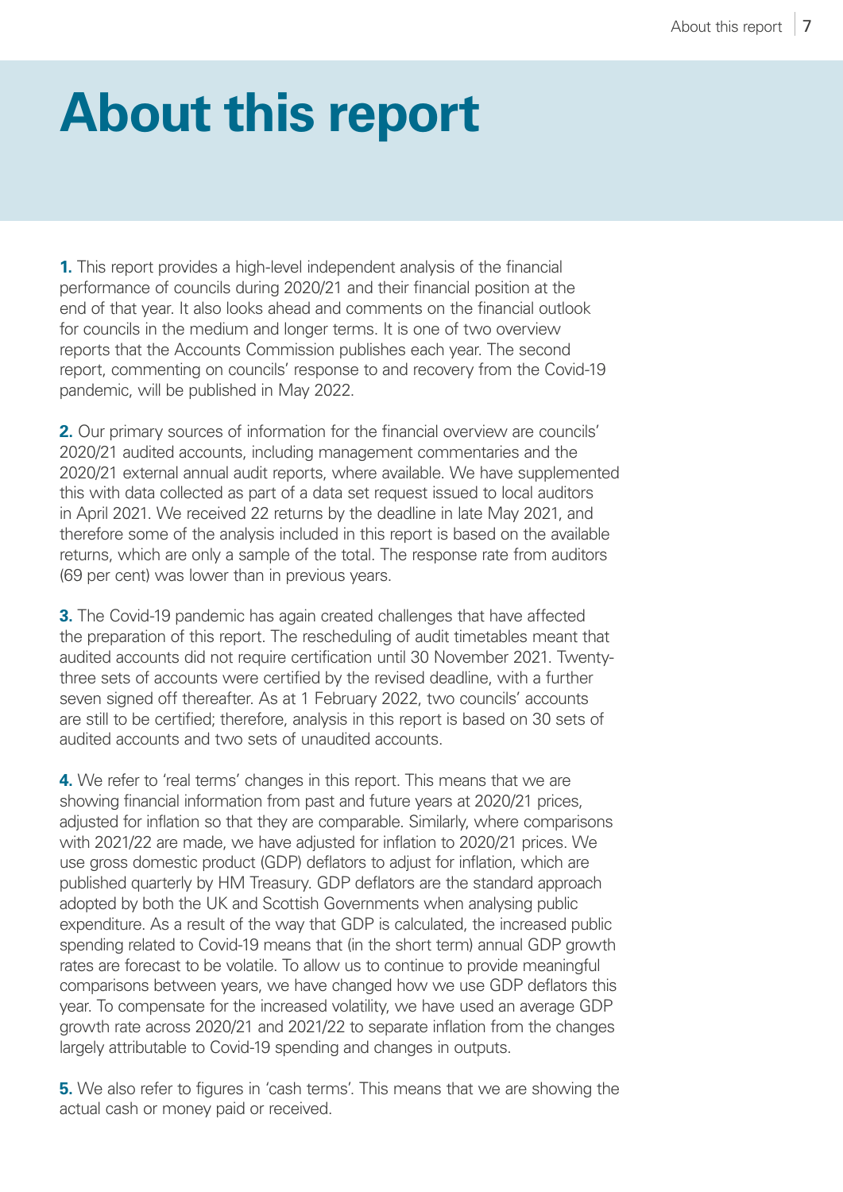# About this report

**1.** This report provides a high-level independent analysis of the financial performance of councils during 2020/21 and their financial position at the end of that year. It also looks ahead and comments on the financial outlook for councils in the medium and longer terms. It is one of two overview reports that the Accounts Commission publishes each year. The second report, commenting on councils' response to and recovery from the Covid-19 pandemic, will be published in May 2022.

**2.** Our primary sources of information for the financial overview are councils' 2020/21 audited accounts, including management commentaries and the 2020/21 external annual audit reports, where available. We have supplemented this with data collected as part of a data set request issued to local auditors in April 2021. We received 22 returns by the deadline in late May 2021, and therefore some of the analysis included in this report is based on the available returns, which are only a sample of the total. The response rate from auditors (69 per cent) was lower than in previous years.

**3.** The Covid-19 pandemic has again created challenges that have affected the preparation of this report. The rescheduling of audit timetables meant that audited accounts did not require certification until 30 November 2021. Twenty-three sets of accounts were certified by the revised deadline, with a further seven signed off thereafter. As at 1 February 2022, two councils' accounts are still to be certified; therefore, analysis in this report is based on 30 sets of audited accounts and two sets of unaudited accounts.

**4.** We refer to 'real terms' changes in this report. This means that we are showing financial information from past and future years at 2020/21 prices, adjusted for inflation so that they are comparable. Similarly, where comparisons with 2021/22 are made, we have adjusted for inflation to 2020/21 prices. We use gross domestic product (GDP) deflators to adjust for inflation, which are published quarterly by HM Treasury. GDP deflators are the standard approach adopted by both the UK and Scottish Governments when analysing public expenditure. As a result of the way that GDP is calculated, the increased public spending related to Covid-19 means that (in the short term) annual GDP growth rates are forecast to be volatile. To allow us to continue to provide meaningful comparisons between years, we have changed how we use GDP deflators this year. To compensate for the increased volatility, we have used an average GDP growth rate across 2020/21 and 2021/22 to separate inflation from the changes largely attributable to Covid-19 spending and changes in outputs.

**5.** We also refer to figures in 'cash terms'. This means that we are showing the actual cash or money paid or received.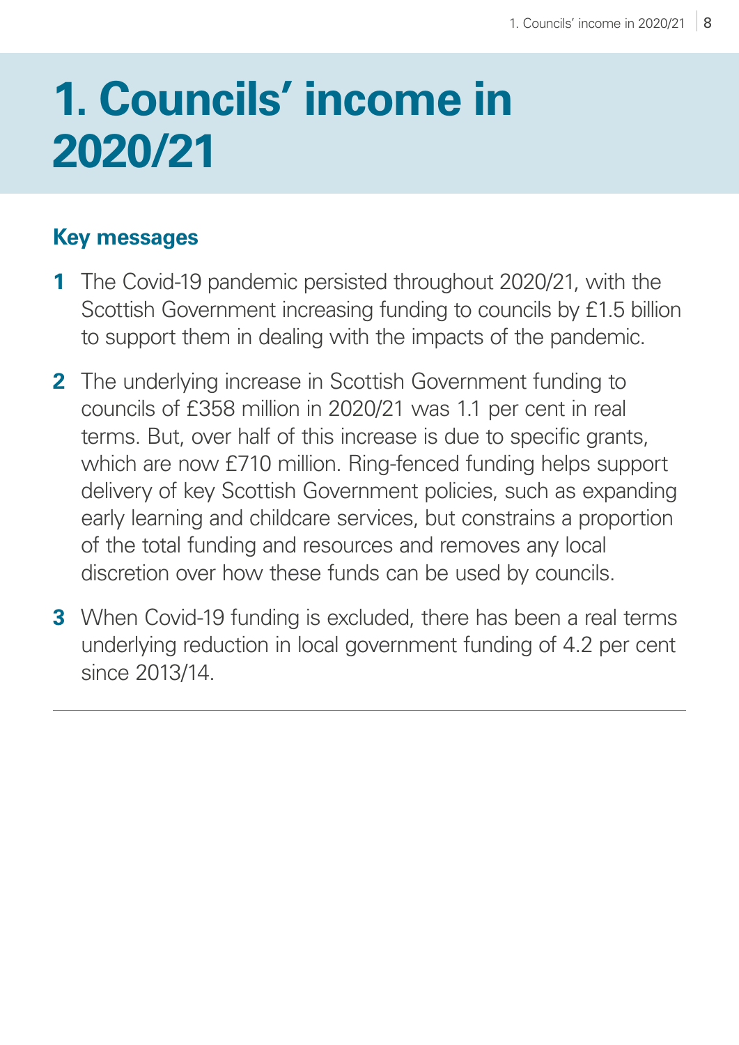# 1. Councils' income in 2020/21

## Key messages

1. The Covid-19 pandemic persisted throughout 2020/21, with the Scottish Government increasing funding to councils by £1.5 billion to support them in dealing with the impacts of the pandemic.
2. The underlying increase in Scottish Government funding to councils of £358 million in 2020/21 was 1.1 per cent in real terms. But, over half of this increase is due to specific grants, which are now £710 million. Ring-fenced funding helps support delivery of key Scottish Government policies, such as expanding early learning and childcare services, but constrains a proportion of the total funding and resources and removes any local discretion over how these funds can be used by councils.
3. When Covid-19 funding is excluded, there has been a real terms underlying reduction in local government funding of 4.2 per cent since 2013/14.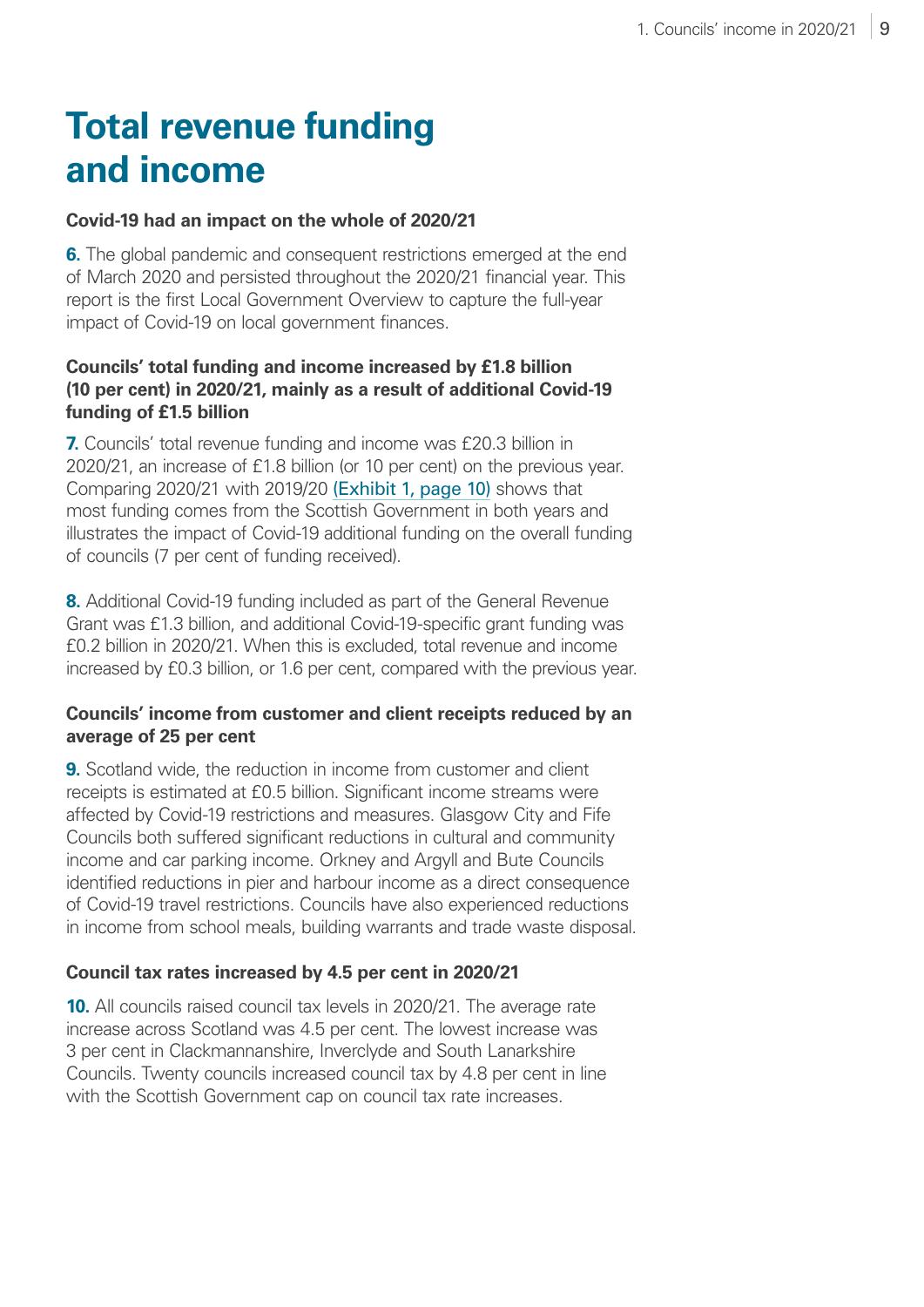# Total revenue funding and income

**Covid-19 had an impact on the whole of 2020/21**

**6.** The global pandemic and consequent restrictions emerged at the end of March 2020 and persisted throughout the 2020/21 financial year. This report is the first Local Government Overview to capture the full-year impact of Covid-19 on local government finances.

**Councils' total funding and income increased by £1.8 billion (10 per cent) in 2020/21, mainly as a result of additional Covid-19 funding of £1.5 billion**

**7.** Councils' total revenue funding and income was £20.3 billion in 2020/21, an increase of £1.8 billion (or 10 per cent) on the previous year. Comparing 2020/21 with 2019/20 (Exhibit 1, page 10) shows that most funding comes from the Scottish Government in both years and illustrates the impact of Covid-19 additional funding on the overall funding of councils (7 per cent of funding received).

**8.** Additional Covid-19 funding included as part of the General Revenue Grant was £1.3 billion, and additional Covid-19-specific grant funding was £0.2 billion in 2020/21. When this is excluded, total revenue and income increased by £0.3 billion, or 1.6 per cent, compared with the previous year.

**Councils' income from customer and client receipts reduced by an average of 25 per cent**

**9.** Scotland wide, the reduction in income from customer and client receipts is estimated at £0.5 billion. Significant income streams were affected by Covid-19 restrictions and measures. Glasgow City and Fife Councils both suffered significant reductions in cultural and community income and car parking income. Orkney and Argyll and Bute Councils identified reductions in pier and harbour income as a direct consequence of Covid-19 travel restrictions. Councils have also experienced reductions in income from school meals, building warrants and trade waste disposal.

**Council tax rates increased by 4.5 per cent in 2020/21**

**10.** All councils raised council tax levels in 2020/21. The average rate increase across Scotland was 4.5 per cent. The lowest increase was 3 per cent in Clackmannanshire, Inverclyde and South Lanarkshire Councils. Twenty councils increased council tax by 4.8 per cent in line with the Scottish Government cap on council tax rate increases.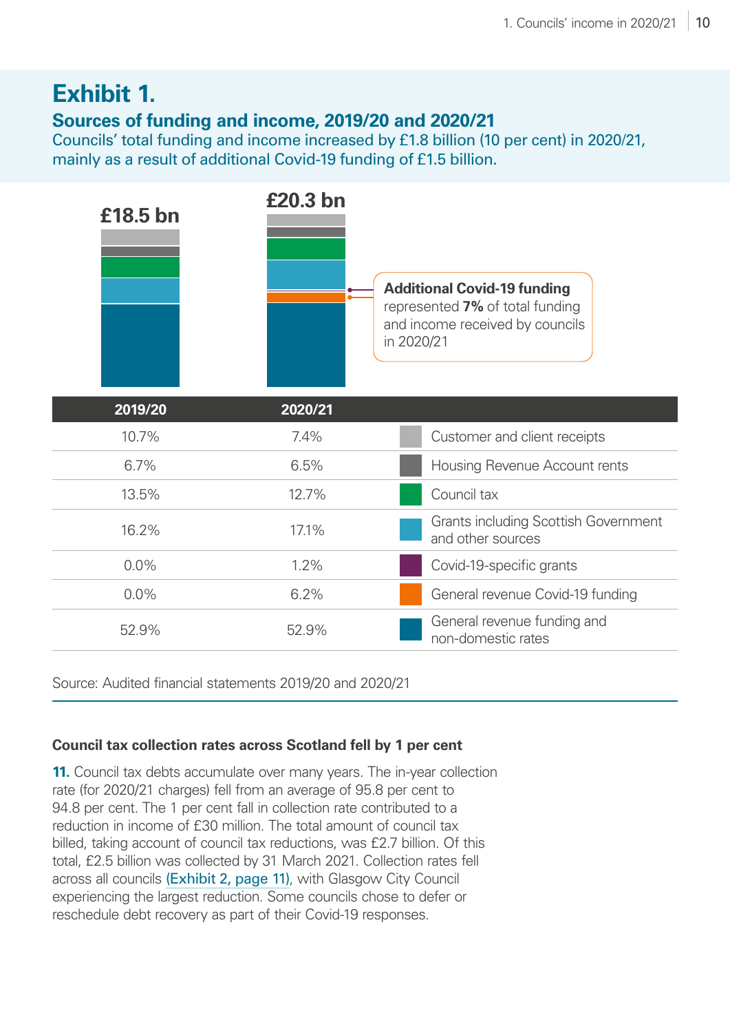## Exhibit 1.

### Sources of funding and income, 2019/20 and 2020/21

Councils' total funding and income increased by £1.8 billion (10 per cent) in 2020/21, mainly as a result of additional Covid-19 funding of £1.5 billion.

£18.5 bn (2019/20) | £20.3 bn (2020/21)

**Additional Covid-19 funding** represented **7%** of total funding and income received by councils in 2020/21

| 2019/20 | 2020/21 | |
|---|---|---|
| 10.7% | 7.4% | Customer and client receipts |
| 6.7% | 6.5% | Housing Revenue Account rents |
| 13.5% | 12.7% | Council tax |
| 16.2% | 17.1% | Grants including Scottish Government and other sources |
| 0.0% | 1.2% | Covid-19-specific grants |
| 0.0% | 6.2% | General revenue Covid-19 funding |
| 52.9% | 52.9% | General revenue funding and non-domestic rates |

Source: Audited financial statements 2019/20 and 2020/21

#### Council tax collection rates across Scotland fell by 1 per cent

**11.** Council tax debts accumulate over many years. The in-year collection rate (for 2020/21 charges) fell from an average of 95.8 per cent to 94.8 per cent. The 1 per cent fall in collection rate contributed to a reduction in income of £30 million. The total amount of council tax billed, taking account of council tax reductions, was £2.7 billion. Of this total, £2.5 billion was collected by 31 March 2021. Collection rates fell across all councils (Exhibit 2, page 11), with Glasgow City Council experiencing the largest reduction. Some councils chose to defer or reschedule debt recovery as part of their Covid-19 responses.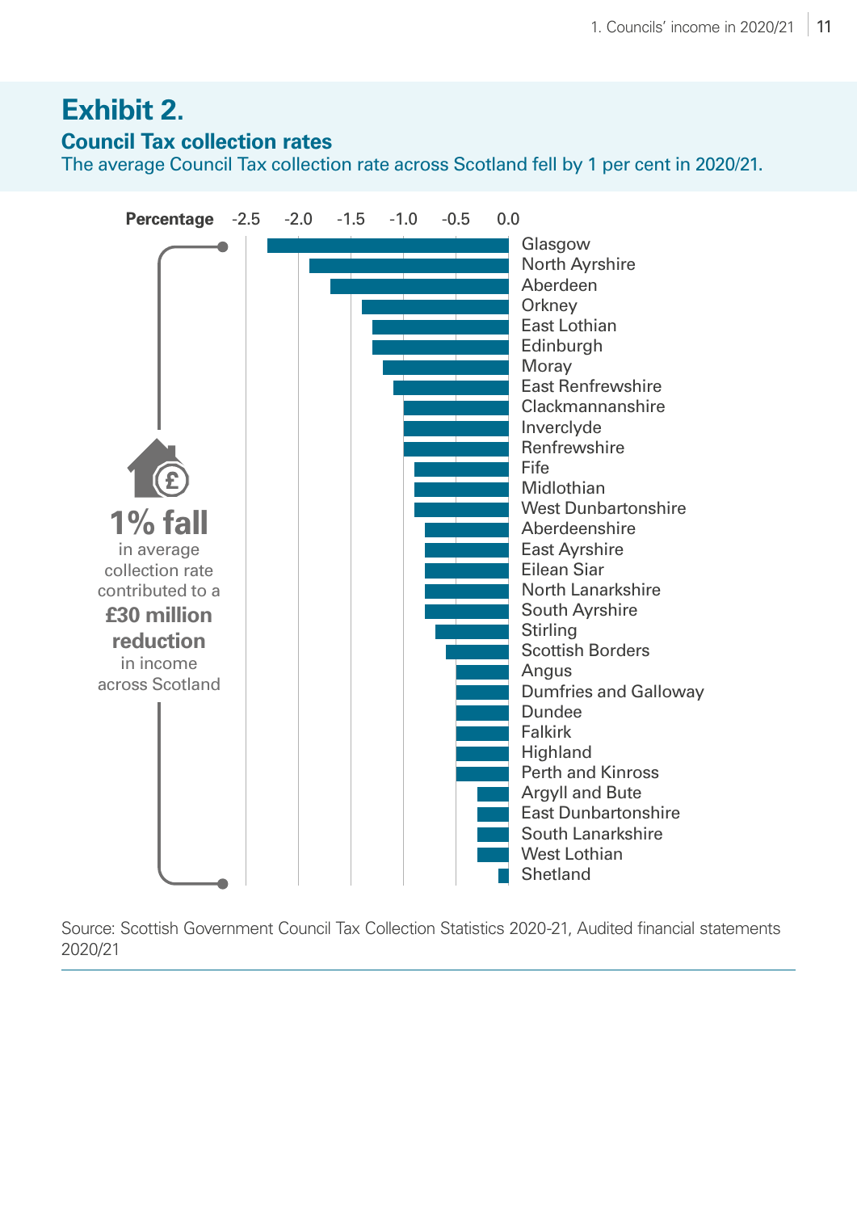## Exhibit 2.

### Council Tax collection rates

The average Council Tax collection rate across Scotland fell by 1 per cent in 2020/21.

Percentage -2.5 -2.0 -1.5 -1.0 -0.5 0.0

Glasgow
North Ayrshire
Aberdeen
Orkney
East Lothian
Edinburgh
Moray
East Renfrewshire
Clackmannanshire
Inverclyde
Renfrewshire
Fife
Midlothian
West Dunbartonshire
Aberdeenshire
East Ayrshire
Eilean Siar
North Lanarkshire
South Ayrshire
Stirling
Scottish Borders
Angus
Dumfries and Galloway
Dundee
Falkirk
Highland
Perth and Kinross
Argyll and Bute
East Dunbartonshire
South Lanarkshire
West Lothian
Shetland

**1% fall** in average collection rate contributed to a **£30 million reduction** in income across Scotland

Source: Scottish Government Council Tax Collection Statistics 2020-21, Audited financial statements 2020/21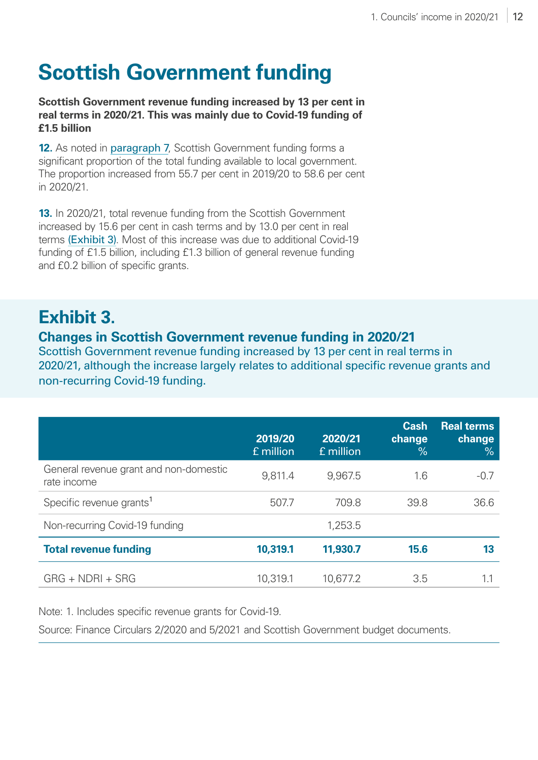# Scottish Government funding

**Scottish Government revenue funding increased by 13 per cent in real terms in 2020/21. This was mainly due to Covid-19 funding of £1.5 billion**

**12.** As noted in paragraph 7, Scottish Government funding forms a significant proportion of the total funding available to local government. The proportion increased from 55.7 per cent in 2019/20 to 58.6 per cent in 2020/21.

**13.** In 2020/21, total revenue funding from the Scottish Government increased by 15.6 per cent in cash terms and by 13.0 per cent in real terms (Exhibit 3). Most of this increase was due to additional Covid-19 funding of £1.5 billion, including £1.3 billion of general revenue funding and £0.2 billion of specific grants.

## Exhibit 3.

### Changes in Scottish Government revenue funding in 2020/21

Scottish Government revenue funding increased by 13 per cent in real terms in 2020/21, although the increase largely relates to additional specific revenue grants and non-recurring Covid-19 funding.

| | 2019/20 £ million | 2020/21 £ million | Cash change % | Real terms change % |
|---|---|---|---|---|
| General revenue grant and non-domestic rate income | 9,811.4 | 9,967.5 | 1.6 | -0.7 |
| Specific revenue grants[1] | 507.7 | 709.8 | 39.8 | 36.6 |
| Non-recurring Covid-19 funding | | 1,253.5 | | |
| **Total revenue funding** | **10,319.1** | **11,930.7** | **15.6** | **13** |
| GRG + NDRI + SRG | 10,319.1 | 10,677.2 | 3.5 | 1.1 |

Note: 1. Includes specific revenue grants for Covid-19.

Source: Finance Circulars 2/2020 and 5/2021 and Scottish Government budget documents.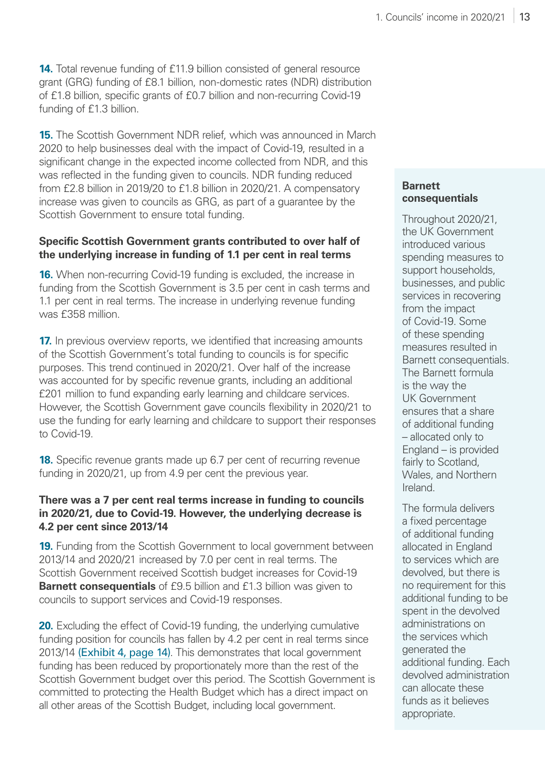**14.** Total revenue funding of £11.9 billion consisted of general resource grant (GRG) funding of £8.1 billion, non-domestic rates (NDR) distribution of £1.8 billion, specific grants of £0.7 billion and non-recurring Covid-19 funding of £1.3 billion.

**15.** The Scottish Government NDR relief, which was announced in March 2020 to help businesses deal with the impact of Covid-19, resulted in a significant change in the expected income collected from NDR, and this was reflected in the funding given to councils. NDR funding reduced from £2.8 billion in 2019/20 to £1.8 billion in 2020/21. A compensatory increase was given to councils as GRG, as part of a guarantee by the Scottish Government to ensure total funding.

### Specific Scottish Government grants contributed to over half of the underlying increase in funding of 1.1 per cent in real terms

**16.** When non-recurring Covid-19 funding is excluded, the increase in funding from the Scottish Government is 3.5 per cent in cash terms and 1.1 per cent in real terms. The increase in underlying revenue funding was £358 million.

**17.** In previous overview reports, we identified that increasing amounts of the Scottish Government's total funding to councils is for specific purposes. This trend continued in 2020/21. Over half of the increase was accounted for by specific revenue grants, including an additional £201 million to fund expanding early learning and childcare services. However, the Scottish Government gave councils flexibility in 2020/21 to use the funding for early learning and childcare to support their responses to Covid-19.

**18.** Specific revenue grants made up 6.7 per cent of recurring revenue funding in 2020/21, up from 4.9 per cent the previous year.

### There was a 7 per cent real terms increase in funding to councils in 2020/21, due to Covid-19. However, the underlying decrease is 4.2 per cent since 2013/14

**19.** Funding from the Scottish Government to local government between 2013/14 and 2020/21 increased by 7.0 per cent in real terms. The Scottish Government received Scottish budget increases for Covid-19 **Barnett consequentials** of £9.5 billion and £1.3 billion was given to councils to support services and Covid-19 responses.

**20.** Excluding the effect of Covid-19 funding, the underlying cumulative funding position for councils has fallen by 4.2 per cent in real terms since 2013/14 (Exhibit 4, page 14). This demonstrates that local government funding has been reduced by proportionately more than the rest of the Scottish Government budget over this period. The Scottish Government is committed to protecting the Health Budget which has a direct impact on all other areas of the Scottish Budget, including local government.

**Barnett consequentials**

Throughout 2020/21, the UK Government introduced various spending measures to support households, businesses, and public services in recovering from the impact of Covid-19. Some of these spending measures resulted in Barnett consequentials. The Barnett formula is the way the UK Government ensures that a share of additional funding – allocated only to England – is provided fairly to Scotland, Wales, and Northern Ireland.

The formula delivers a fixed percentage of additional funding allocated in England to services which are devolved, but there is no requirement for this additional funding to be spent in the devolved administrations on the services which generated the additional funding. Each devolved administration can allocate these funds as it believes appropriate.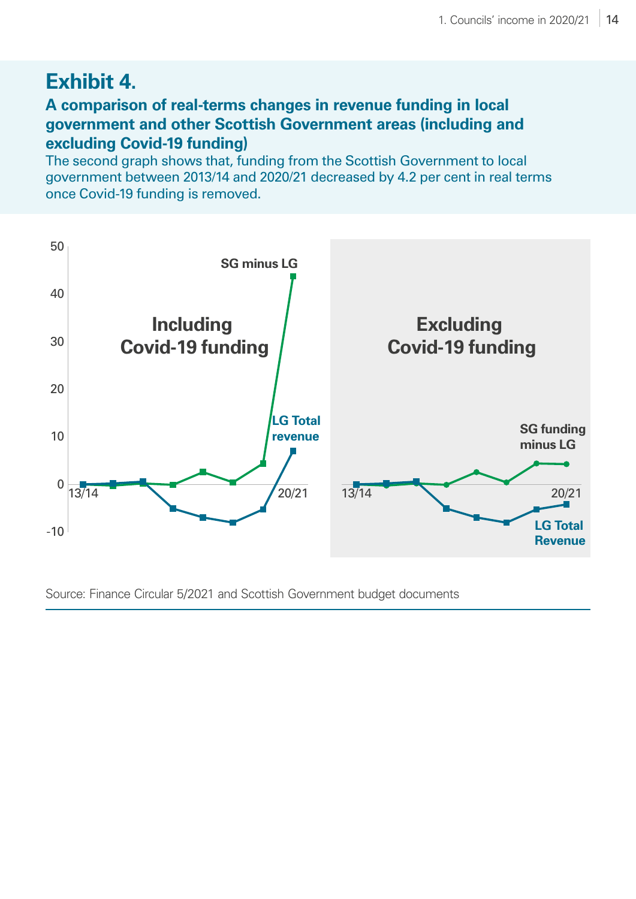## Exhibit 4.

**A comparison of real-terms changes in revenue funding in local government and other Scottish Government areas (including and excluding Covid-19 funding)**

The second graph shows that, funding from the Scottish Government to local government between 2013/14 and 2020/21 decreased by 4.2 per cent in real terms once Covid-19 funding is removed.

Source: Finance Circular 5/2021 and Scottish Government budget documents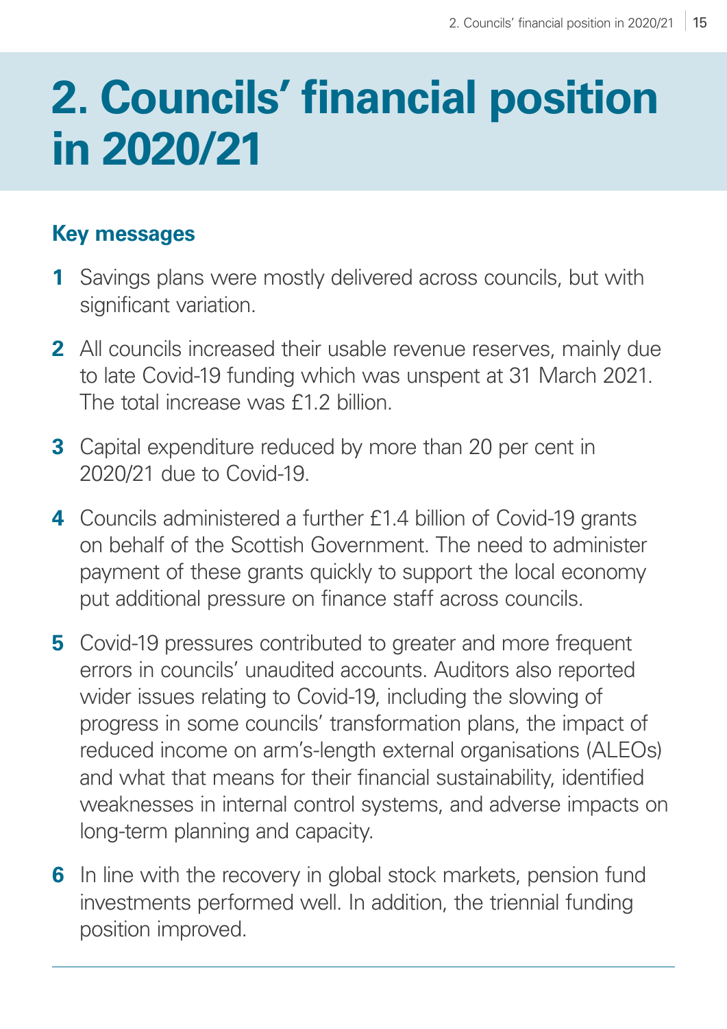# 2. Councils' financial position in 2020/21

## Key messages

1. Savings plans were mostly delivered across councils, but with significant variation.
2. All councils increased their usable revenue reserves, mainly due to late Covid-19 funding which was unspent at 31 March 2021. The total increase was £1.2 billion.
3. Capital expenditure reduced by more than 20 per cent in 2020/21 due to Covid-19.
4. Councils administered a further £1.4 billion of Covid-19 grants on behalf of the Scottish Government. The need to administer payment of these grants quickly to support the local economy put additional pressure on finance staff across councils.
5. Covid-19 pressures contributed to greater and more frequent errors in councils' unaudited accounts. Auditors also reported wider issues relating to Covid-19, including the slowing of progress in some councils' transformation plans, the impact of reduced income on arm's-length external organisations (ALEOs) and what that means for their financial sustainability, identified weaknesses in internal control systems, and adverse impacts on long-term planning and capacity.
6. In line with the recovery in global stock markets, pension fund investments performed well. In addition, the triennial funding position improved.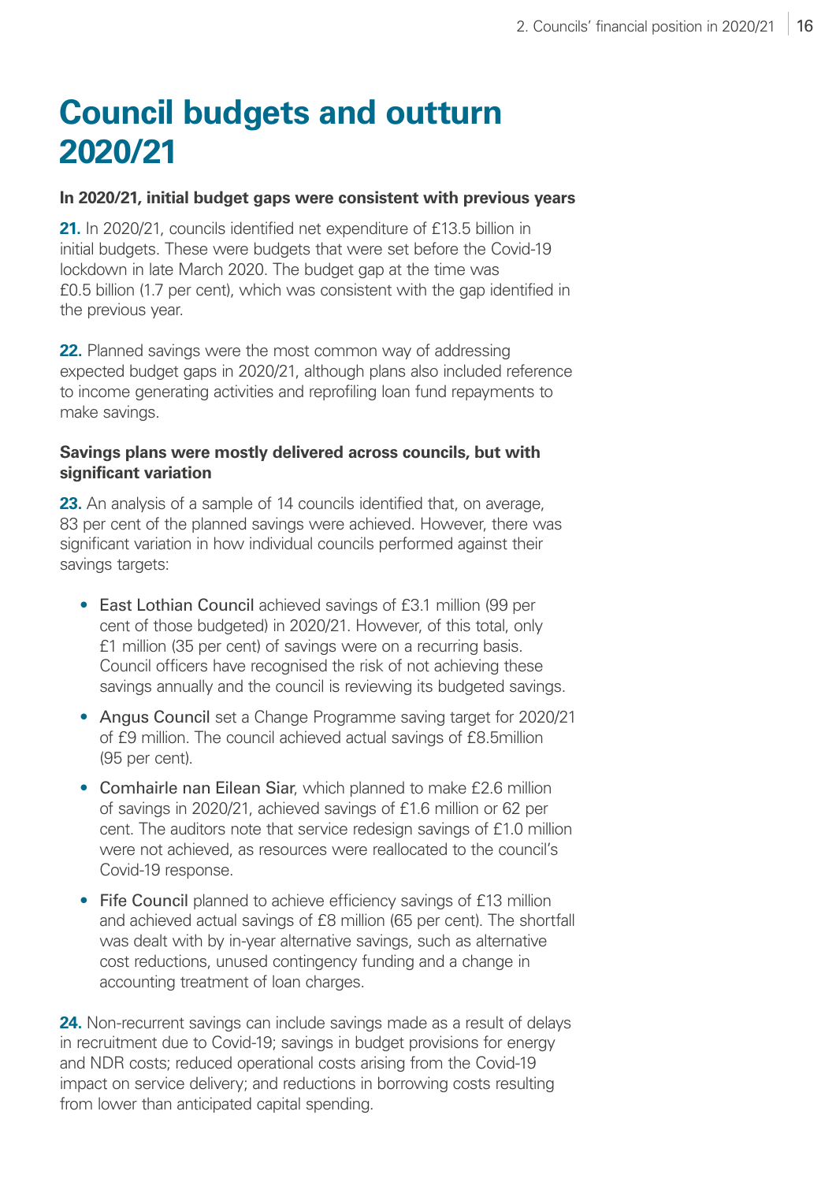# Council budgets and outturn 2020/21

**In 2020/21, initial budget gaps were consistent with previous years**

**21.** In 2020/21, councils identified net expenditure of £13.5 billion in initial budgets. These were budgets that were set before the Covid-19 lockdown in late March 2020. The budget gap at the time was £0.5 billion (1.7 per cent), which was consistent with the gap identified in the previous year.

**22.** Planned savings were the most common way of addressing expected budget gaps in 2020/21, although plans also included reference to income generating activities and reprofiling loan fund repayments to make savings.

**Savings plans were mostly delivered across councils, but with significant variation**

**23.** An analysis of a sample of 14 councils identified that, on average, 83 per cent of the planned savings were achieved. However, there was significant variation in how individual councils performed against their savings targets:

- East Lothian Council achieved savings of £3.1 million (99 per cent of those budgeted) in 2020/21. However, of this total, only £1 million (35 per cent) of savings were on a recurring basis. Council officers have recognised the risk of not achieving these savings annually and the council is reviewing its budgeted savings.
- Angus Council set a Change Programme saving target for 2020/21 of £9 million. The council achieved actual savings of £8.5million (95 per cent).
- Comhairle nan Eilean Siar, which planned to make £2.6 million of savings in 2020/21, achieved savings of £1.6 million or 62 per cent. The auditors note that service redesign savings of £1.0 million were not achieved, as resources were reallocated to the council's Covid-19 response.
- Fife Council planned to achieve efficiency savings of £13 million and achieved actual savings of £8 million (65 per cent). The shortfall was dealt with by in-year alternative savings, such as alternative cost reductions, unused contingency funding and a change in accounting treatment of loan charges.

**24.** Non-recurrent savings can include savings made as a result of delays in recruitment due to Covid-19; savings in budget provisions for energy and NDR costs; reduced operational costs arising from the Covid-19 impact on service delivery; and reductions in borrowing costs resulting from lower than anticipated capital spending.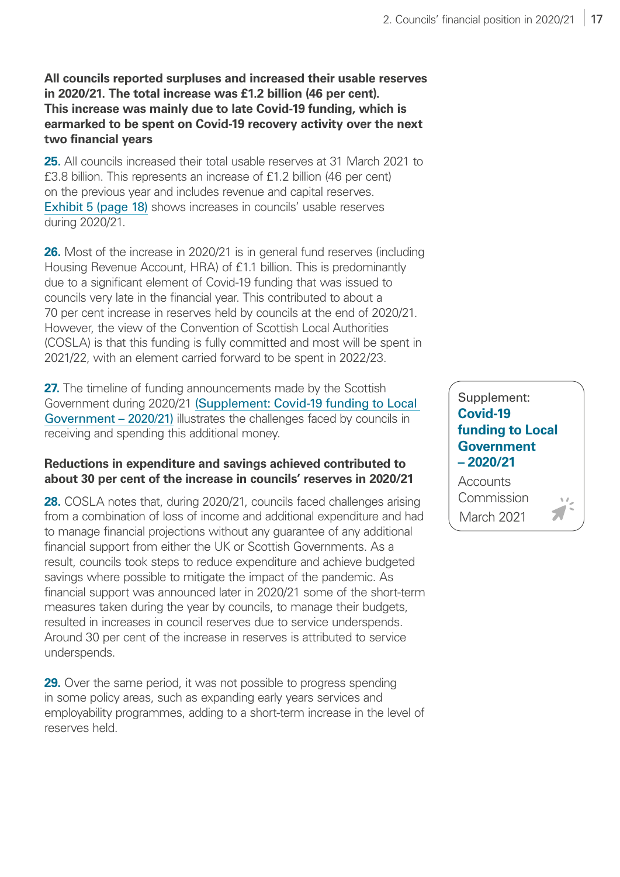**All councils reported surpluses and increased their usable reserves in 2020/21. The total increase was £1.2 billion (46 per cent). This increase was mainly due to late Covid-19 funding, which is earmarked to be spent on Covid-19 recovery activity over the next two financial years**

**25.** All councils increased their total usable reserves at 31 March 2021 to £3.8 billion. This represents an increase of £1.2 billion (46 per cent) on the previous year and includes revenue and capital reserves. Exhibit 5 (page 18) shows increases in councils' usable reserves during 2020/21.

**26.** Most of the increase in 2020/21 is in general fund reserves (including Housing Revenue Account, HRA) of £1.1 billion. This is predominantly due to a significant element of Covid-19 funding that was issued to councils very late in the financial year. This contributed to about a 70 per cent increase in reserves held by councils at the end of 2020/21. However, the view of the Convention of Scottish Local Authorities (COSLA) is that this funding is fully committed and most will be spent in 2021/22, with an element carried forward to be spent in 2022/23.

**27.** The timeline of funding announcements made by the Scottish Government during 2020/21 (Supplement: Covid-19 funding to Local Government – 2020/21) illustrates the challenges faced by councils in receiving and spending this additional money.

Supplement:
**Covid-19 funding to Local Government – 2020/21**
Accounts Commission
March 2021

**Reductions in expenditure and savings achieved contributed to about 30 per cent of the increase in councils' reserves in 2020/21**

**28.** COSLA notes that, during 2020/21, councils faced challenges arising from a combination of loss of income and additional expenditure and had to manage financial projections without any guarantee of any additional financial support from either the UK or Scottish Governments. As a result, councils took steps to reduce expenditure and achieve budgeted savings where possible to mitigate the impact of the pandemic. As financial support was announced later in 2020/21 some of the short-term measures taken during the year by councils, to manage their budgets, resulted in increases in council reserves due to service underspends. Around 30 per cent of the increase in reserves is attributed to service underspends.

**29.** Over the same period, it was not possible to progress spending in some policy areas, such as expanding early years services and employability programmes, adding to a short-term increase in the level of reserves held.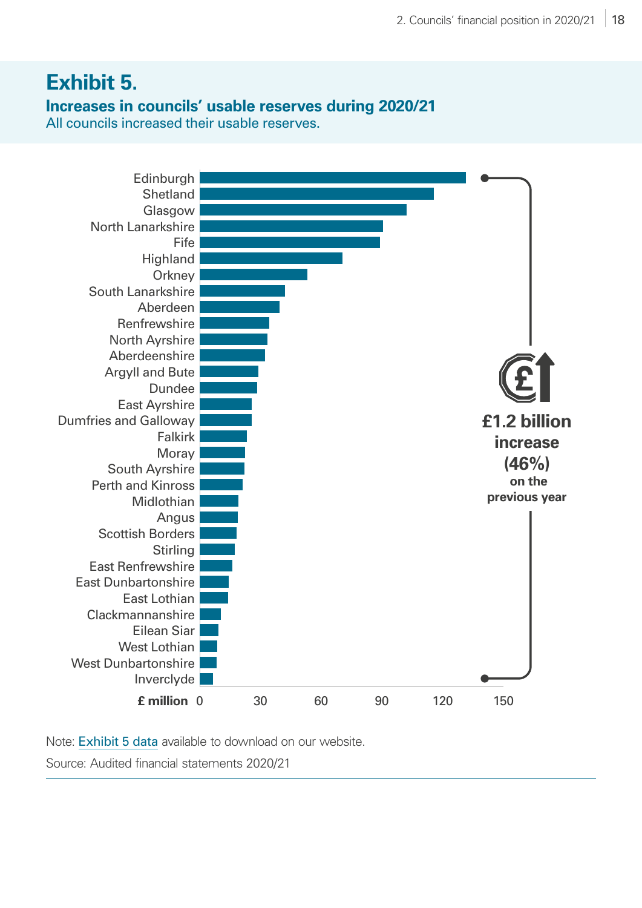## Exhibit 5.

### Increases in councils' usable reserves during 2020/21

All councils increased their usable reserves.

Edinburgh
Shetland
Glasgow
North Lanarkshire
Fife
Highland
Orkney
South Lanarkshire
Aberdeen
Renfrewshire
North Ayrshire
Aberdeenshire
Argyll and Bute
Dundee
East Ayrshire
Dumfries and Galloway
Falkirk
Moray
South Ayrshire
Perth and Kinross
Midlothian
Angus
Scottish Borders
Stirling
East Renfrewshire
East Dunbartonshire
East Lothian
Clackmannanshire
Eilean Siar
West Lothian
West Dunbartonshire
Inverclyde

£ million 0 30 60 90 120 150

**£1.2 billion increase (46%) on the previous year**

Note: Exhibit 5 data available to download on our website.

Source: Audited financial statements 2020/21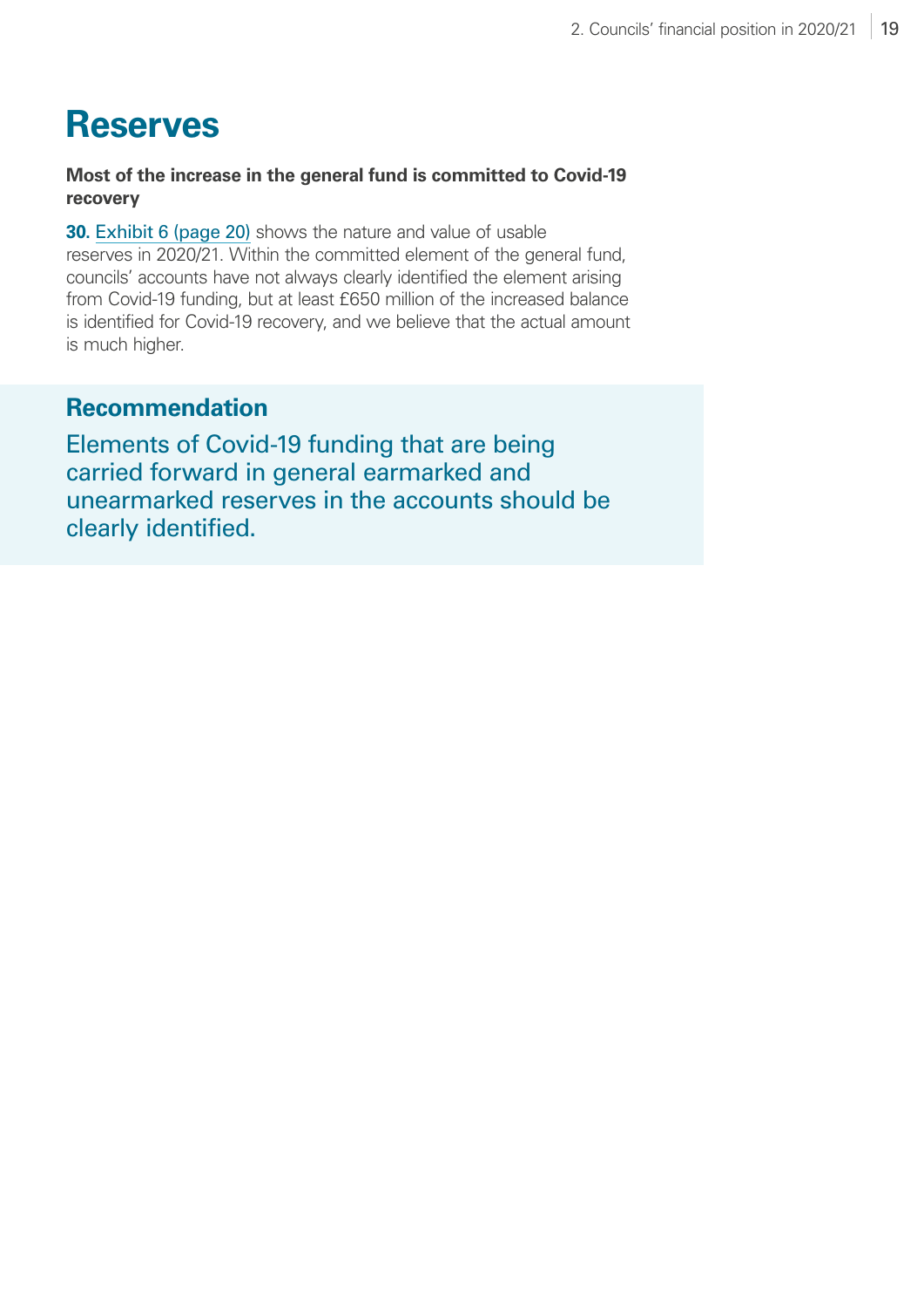# Reserves

**Most of the increase in the general fund is committed to Covid-19 recovery**

**30.** Exhibit 6 (page 20) shows the nature and value of usable reserves in 2020/21. Within the committed element of the general fund, councils' accounts have not always clearly identified the element arising from Covid-19 funding, but at least £650 million of the increased balance is identified for Covid-19 recovery, and we believe that the actual amount is much higher.

## Recommendation

Elements of Covid-19 funding that are being carried forward in general earmarked and unearmarked reserves in the accounts should be clearly identified.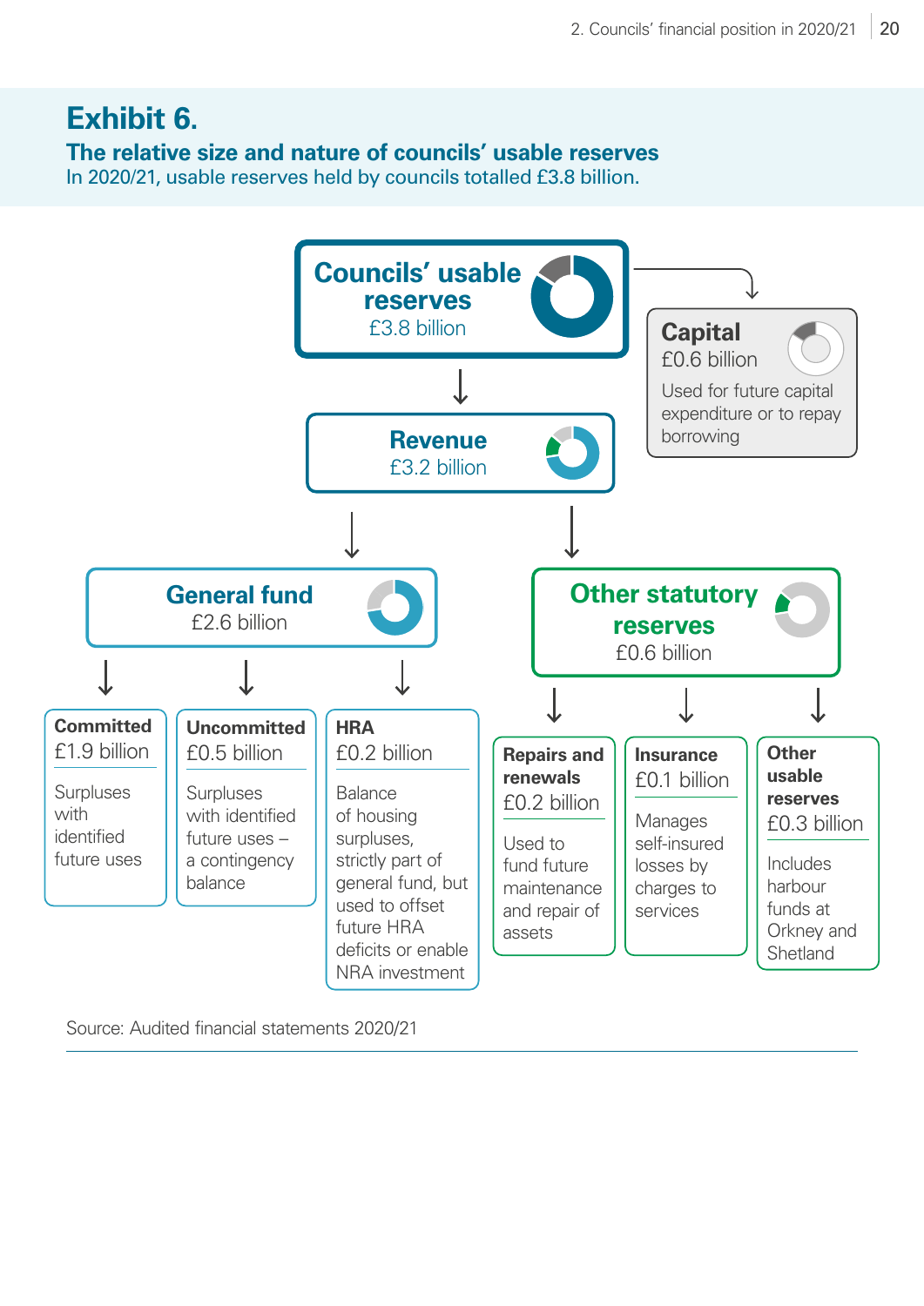## Exhibit 6.

**The relative size and nature of councils' usable reserves**

In 2020/21, usable reserves held by councils totalled £3.8 billion.

**Councils' usable reserves**
£3.8 billion

**Capital**
£0.6 billion
Used for future capital expenditure or to repay borrowing

**Revenue**
£3.2 billion

**General fund**
£2.6 billion

- **Committed**
  £1.9 billion
  Surpluses with identified future uses
- **Uncommitted**
  £0.5 billion
  Surpluses with identified future uses – a contingency balance
- **HRA**
  £0.2 billion
  Balance of housing surpluses, strictly part of general fund, but used to offset future HRA deficits or enable NRA investment

**Other statutory reserves**
£0.6 billion

- **Repairs and renewals**
  £0.2 billion
  Used to fund future maintenance and repair of assets
- **Insurance**
  £0.1 billion
  Manages self-insured losses by charges to services
- **Other usable reserves**
  £0.3 billion
  Includes harbour funds at Orkney and Shetland

Source: Audited financial statements 2020/21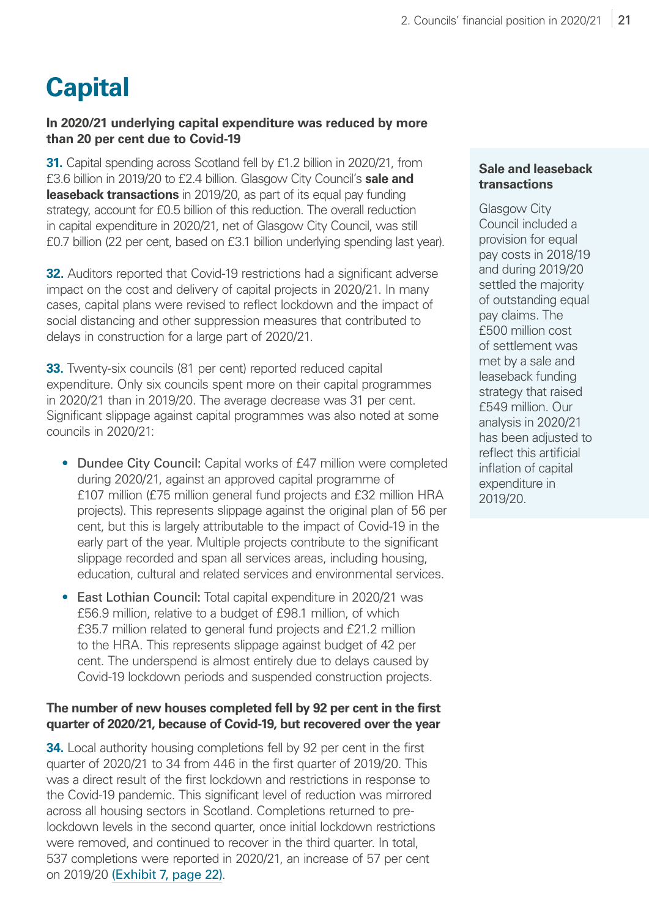# Capital

**In 2020/21 underlying capital expenditure was reduced by more than 20 per cent due to Covid-19**

**31.** Capital spending across Scotland fell by £1.2 billion in 2020/21, from £3.6 billion in 2019/20 to £2.4 billion. Glasgow City Council's **sale and leaseback transactions** in 2019/20, as part of its equal pay funding strategy, account for £0.5 billion of this reduction. The overall reduction in capital expenditure in 2020/21, net of Glasgow City Council, was still £0.7 billion (22 per cent, based on £3.1 billion underlying spending last year).

**32.** Auditors reported that Covid-19 restrictions had a significant adverse impact on the cost and delivery of capital projects in 2020/21. In many cases, capital plans were revised to reflect lockdown and the impact of social distancing and other suppression measures that contributed to delays in construction for a large part of 2020/21.

**33.** Twenty-six councils (81 per cent) reported reduced capital expenditure. Only six councils spent more on their capital programmes in 2020/21 than in 2019/20. The average decrease was 31 per cent. Significant slippage against capital programmes was also noted at some councils in 2020/21:

- Dundee City Council: Capital works of £47 million were completed during 2020/21, against an approved capital programme of £107 million (£75 million general fund projects and £32 million HRA projects). This represents slippage against the original plan of 56 per cent, but this is largely attributable to the impact of Covid-19 in the early part of the year. Multiple projects contribute to the significant slippage recorded and span all services areas, including housing, education, cultural and related services and environmental services.
- East Lothian Council: Total capital expenditure in 2020/21 was £56.9 million, relative to a budget of £98.1 million, of which £35.7 million related to general fund projects and £21.2 million to the HRA. This represents slippage against budget of 42 per cent. The underspend is almost entirely due to delays caused by Covid-19 lockdown periods and suspended construction projects.

**The number of new houses completed fell by 92 per cent in the first quarter of 2020/21, because of Covid-19, but recovered over the year**

**34.** Local authority housing completions fell by 92 per cent in the first quarter of 2020/21 to 34 from 446 in the first quarter of 2019/20. This was a direct result of the first lockdown and restrictions in response to the Covid-19 pandemic. This significant level of reduction was mirrored across all housing sectors in Scotland. Completions returned to pre-lockdown levels in the second quarter, once initial lockdown restrictions were removed, and continued to recover in the third quarter. In total, 537 completions were reported in 2020/21, an increase of 57 per cent on 2019/20 (Exhibit 7, page 22).

**Sale and leaseback transactions**

Glasgow City Council included a provision for equal pay costs in 2018/19 and during 2019/20 settled the majority of outstanding equal pay claims. The £500 million cost of settlement was met by a sale and leaseback funding strategy that raised £549 million. Our analysis in 2020/21 has been adjusted to reflect this artificial inflation of capital expenditure in 2019/20.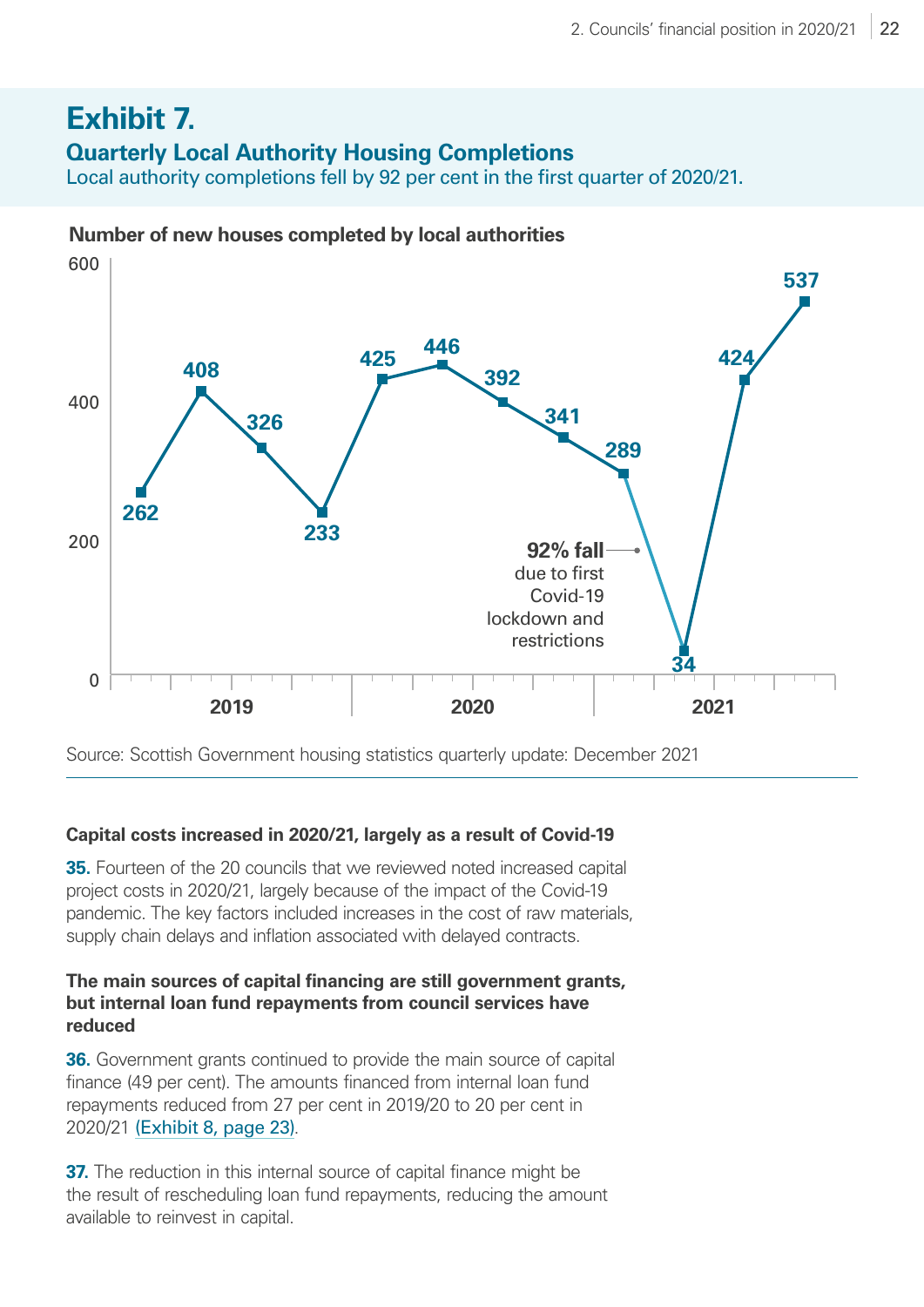## Exhibit 7.

### Quarterly Local Authority Housing Completions

Local authority completions fell by 92 per cent in the first quarter of 2020/21.

Number of new houses completed by local authorities

| Year | Quarter value |
|---|---|
| 2019 | 262 |
| 2019 | 408 |
| 2019 | 326 |
| 2019 | 233 |
| 2020 | 425 |
| 2020 | 446 |
| 2020 | 392 |
| 2020 | 341 |
| 2020/2021 | 289 |
| 2021 | 34 |
| 2021 | 424 |
| 2021 | 537 |

**92% fall** due to first Covid-19 lockdown and restrictions

Source: Scottish Government housing statistics quarterly update: December 2021

**Capital costs increased in 2020/21, largely as a result of Covid-19**

**35.** Fourteen of the 20 councils that we reviewed noted increased capital project costs in 2020/21, largely because of the impact of the Covid-19 pandemic. The key factors included increases in the cost of raw materials, supply chain delays and inflation associated with delayed contracts.

**The main sources of capital financing are still government grants, but internal loan fund repayments from council services have reduced**

**36.** Government grants continued to provide the main source of capital finance (49 per cent). The amounts financed from internal loan fund repayments reduced from 27 per cent in 2019/20 to 20 per cent in 2020/21 (Exhibit 8, page 23).

**37.** The reduction in this internal source of capital finance might be the result of rescheduling loan fund repayments, reducing the amount available to reinvest in capital.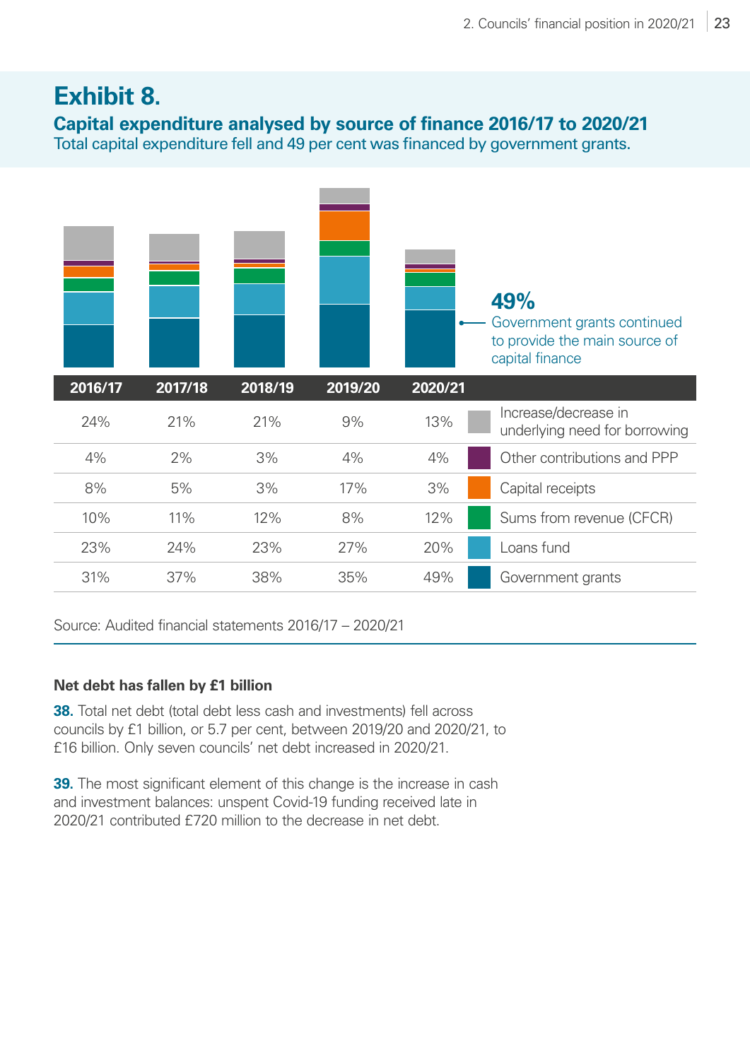## Exhibit 8.

### Capital expenditure analysed by source of finance 2016/17 to 2020/21

Total capital expenditure fell and 49 per cent was financed by government grants.

**49%** Government grants continued to provide the main source of capital finance

| 2016/17 | 2017/18 | 2018/19 | 2019/20 | 2020/21 | |
|---|---|---|---|---|---|
| 24% | 21% | 21% | 9% | 13% | Increase/decrease in underlying need for borrowing |
| 4% | 2% | 3% | 4% | 4% | Other contributions and PPP |
| 8% | 5% | 3% | 17% | 3% | Capital receipts |
| 10% | 11% | 12% | 8% | 12% | Sums from revenue (CFCR) |
| 23% | 24% | 23% | 27% | 20% | Loans fund |
| 31% | 37% | 38% | 35% | 49% | Government grants |

Source: Audited financial statements 2016/17 – 2020/21

**Net debt has fallen by £1 billion**

**38.** Total net debt (total debt less cash and investments) fell across councils by £1 billion, or 5.7 per cent, between 2019/20 and 2020/21, to £16 billion. Only seven councils' net debt increased in 2020/21.

**39.** The most significant element of this change is the increase in cash and investment balances: unspent Covid-19 funding received late in 2020/21 contributed £720 million to the decrease in net debt.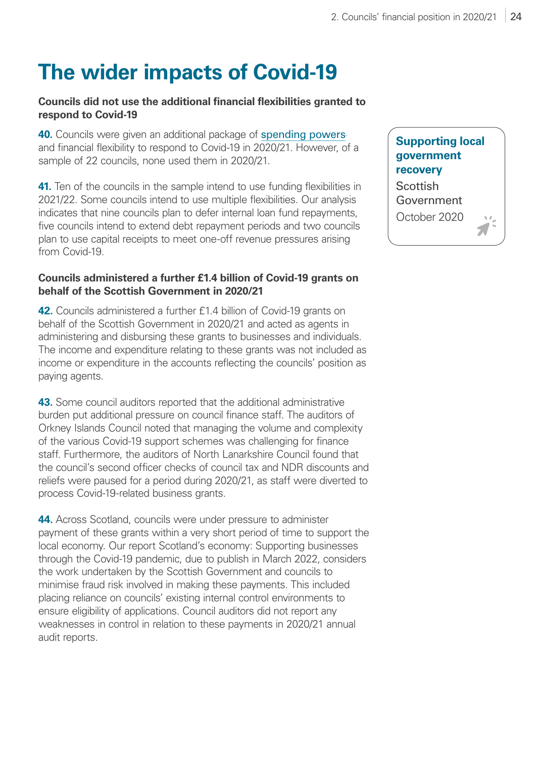# The wider impacts of Covid-19

**Councils did not use the additional financial flexibilities granted to respond to Covid-19**

**40.** Councils were given an additional package of spending powers and financial flexibility to respond to Covid-19 in 2020/21. However, of a sample of 22 councils, none used them in 2020/21.

**41.** Ten of the councils in the sample intend to use funding flexibilities in 2021/22. Some councils intend to use multiple flexibilities. Our analysis indicates that nine councils plan to defer internal loan fund repayments, five councils intend to extend debt repayment periods and two councils plan to use capital receipts to meet one-off revenue pressures arising from Covid-19.

**Supporting local government recovery**
Scottish Government
October 2020

**Councils administered a further £1.4 billion of Covid-19 grants on behalf of the Scottish Government in 2020/21**

**42.** Councils administered a further £1.4 billion of Covid-19 grants on behalf of the Scottish Government in 2020/21 and acted as agents in administering and disbursing these grants to businesses and individuals. The income and expenditure relating to these grants was not included as income or expenditure in the accounts reflecting the councils' position as paying agents.

**43.** Some council auditors reported that the additional administrative burden put additional pressure on council finance staff. The auditors of Orkney Islands Council noted that managing the volume and complexity of the various Covid-19 support schemes was challenging for finance staff. Furthermore, the auditors of North Lanarkshire Council found that the council's second officer checks of council tax and NDR discounts and reliefs were paused for a period during 2020/21, as staff were diverted to process Covid-19-related business grants.

**44.** Across Scotland, councils were under pressure to administer payment of these grants within a very short period of time to support the local economy. Our report Scotland's economy: Supporting businesses through the Covid-19 pandemic, due to publish in March 2022, considers the work undertaken by the Scottish Government and councils to minimise fraud risk involved in making these payments. This included placing reliance on councils' existing internal control environments to ensure eligibility of applications. Council auditors did not report any weaknesses in control in relation to these payments in 2020/21 annual audit reports.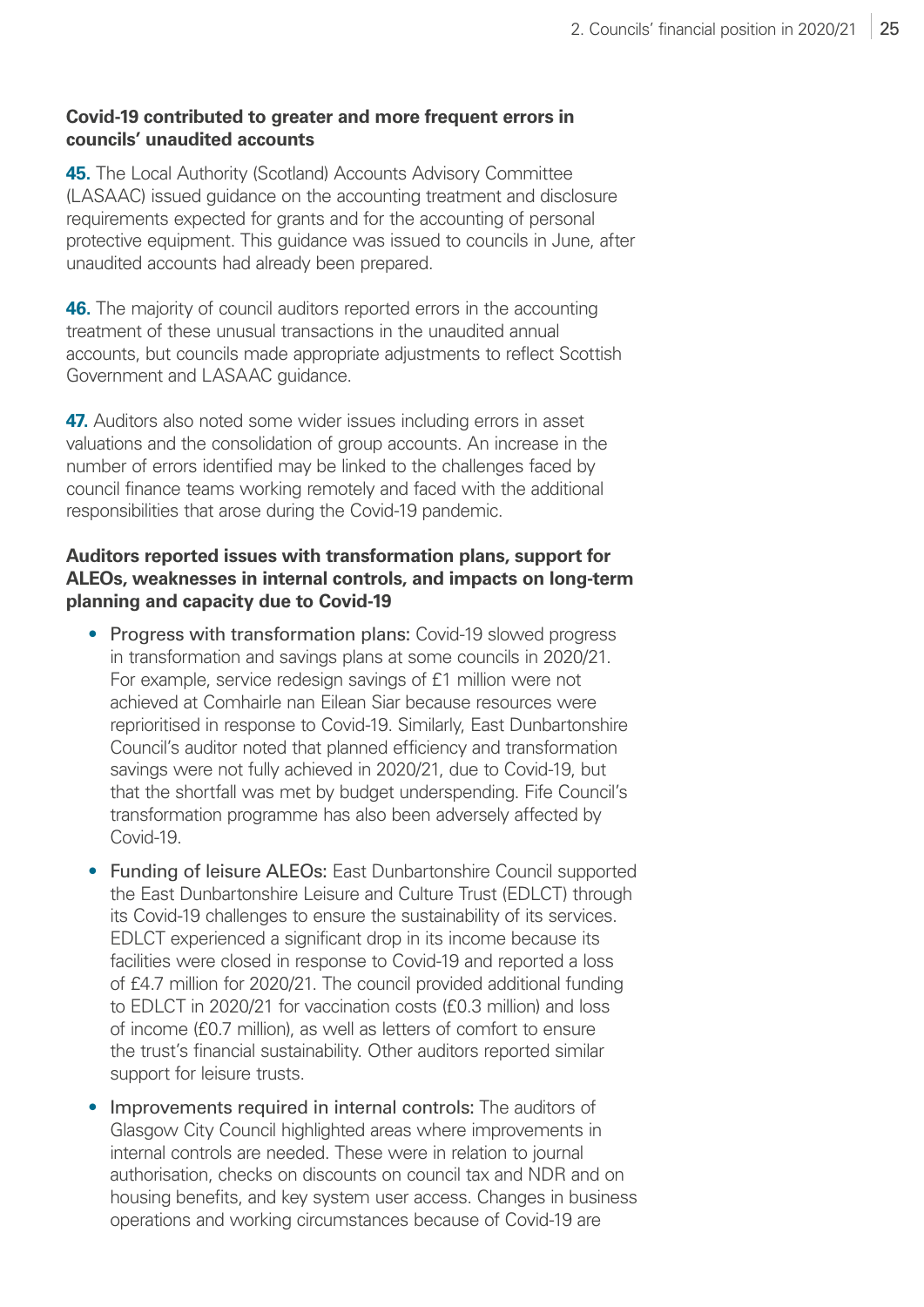**Covid-19 contributed to greater and more frequent errors in councils' unaudited accounts**

**45.** The Local Authority (Scotland) Accounts Advisory Committee (LASAAC) issued guidance on the accounting treatment and disclosure requirements expected for grants and for the accounting of personal protective equipment. This guidance was issued to councils in June, after unaudited accounts had already been prepared.

**46.** The majority of council auditors reported errors in the accounting treatment of these unusual transactions in the unaudited annual accounts, but councils made appropriate adjustments to reflect Scottish Government and LASAAC guidance.

**47.** Auditors also noted some wider issues including errors in asset valuations and the consolidation of group accounts. An increase in the number of errors identified may be linked to the challenges faced by council finance teams working remotely and faced with the additional responsibilities that arose during the Covid-19 pandemic.

**Auditors reported issues with transformation plans, support for ALEOs, weaknesses in internal controls, and impacts on long-term planning and capacity due to Covid-19**

- Progress with transformation plans: Covid-19 slowed progress in transformation and savings plans at some councils in 2020/21. For example, service redesign savings of £1 million were not achieved at Comhairle nan Eilean Siar because resources were reprioritised in response to Covid-19. Similarly, East Dunbartonshire Council's auditor noted that planned efficiency and transformation savings were not fully achieved in 2020/21, due to Covid-19, but that the shortfall was met by budget underspending. Fife Council's transformation programme has also been adversely affected by Covid-19.
- Funding of leisure ALEOs: East Dunbartonshire Council supported the East Dunbartonshire Leisure and Culture Trust (EDLCT) through its Covid-19 challenges to ensure the sustainability of its services. EDLCT experienced a significant drop in its income because its facilities were closed in response to Covid-19 and reported a loss of £4.7 million for 2020/21. The council provided additional funding to EDLCT in 2020/21 for vaccination costs (£0.3 million) and loss of income (£0.7 million), as well as letters of comfort to ensure the trust's financial sustainability. Other auditors reported similar support for leisure trusts.
- Improvements required in internal controls: The auditors of Glasgow City Council highlighted areas where improvements in internal controls are needed. These were in relation to journal authorisation, checks on discounts on council tax and NDR and on housing benefits, and key system user access. Changes in business operations and working circumstances because of Covid-19 are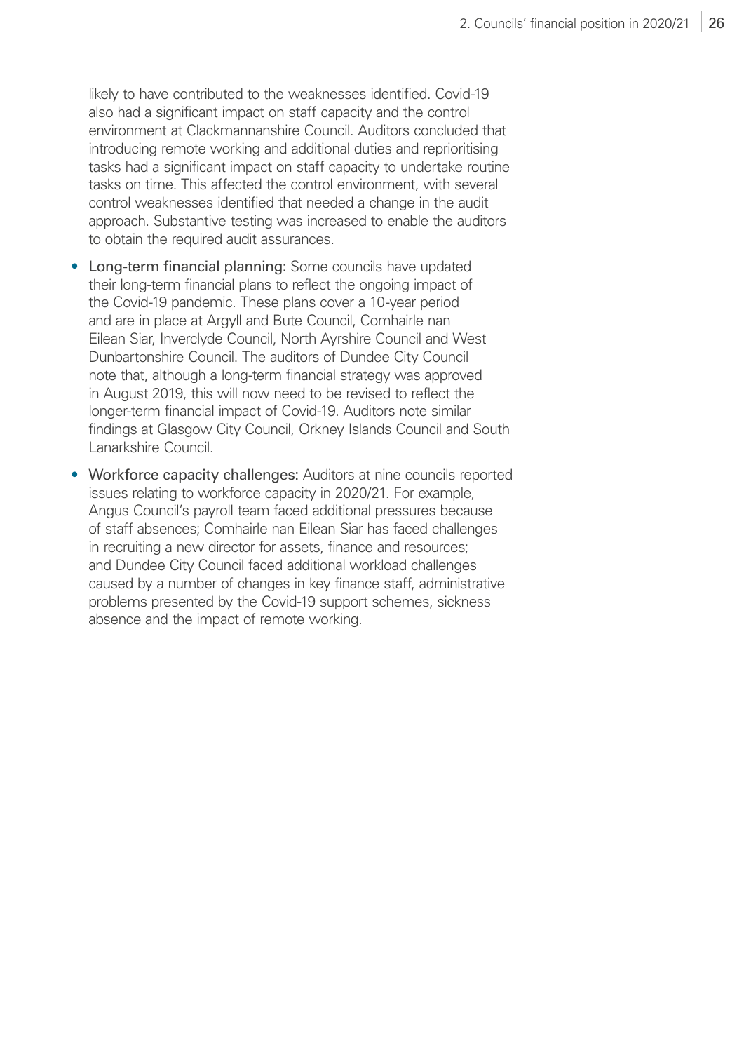likely to have contributed to the weaknesses identified. Covid-19 also had a significant impact on staff capacity and the control environment at Clackmannanshire Council. Auditors concluded that introducing remote working and additional duties and reprioritising tasks had a significant impact on staff capacity to undertake routine tasks on time. This affected the control environment, with several control weaknesses identified that needed a change in the audit approach. Substantive testing was increased to enable the auditors to obtain the required audit assurances.

- Long-term financial planning: Some councils have updated their long-term financial plans to reflect the ongoing impact of the Covid-19 pandemic. These plans cover a 10-year period and are in place at Argyll and Bute Council, Comhairle nan Eilean Siar, Inverclyde Council, North Ayrshire Council and West Dunbartonshire Council. The auditors of Dundee City Council note that, although a long-term financial strategy was approved in August 2019, this will now need to be revised to reflect the longer-term financial impact of Covid-19. Auditors note similar findings at Glasgow City Council, Orkney Islands Council and South Lanarkshire Council.
- Workforce capacity challenges: Auditors at nine councils reported issues relating to workforce capacity in 2020/21. For example, Angus Council's payroll team faced additional pressures because of staff absences; Comhairle nan Eilean Siar has faced challenges in recruiting a new director for assets, finance and resources; and Dundee City Council faced additional workload challenges caused by a number of changes in key finance staff, administrative problems presented by the Covid-19 support schemes, sickness absence and the impact of remote working.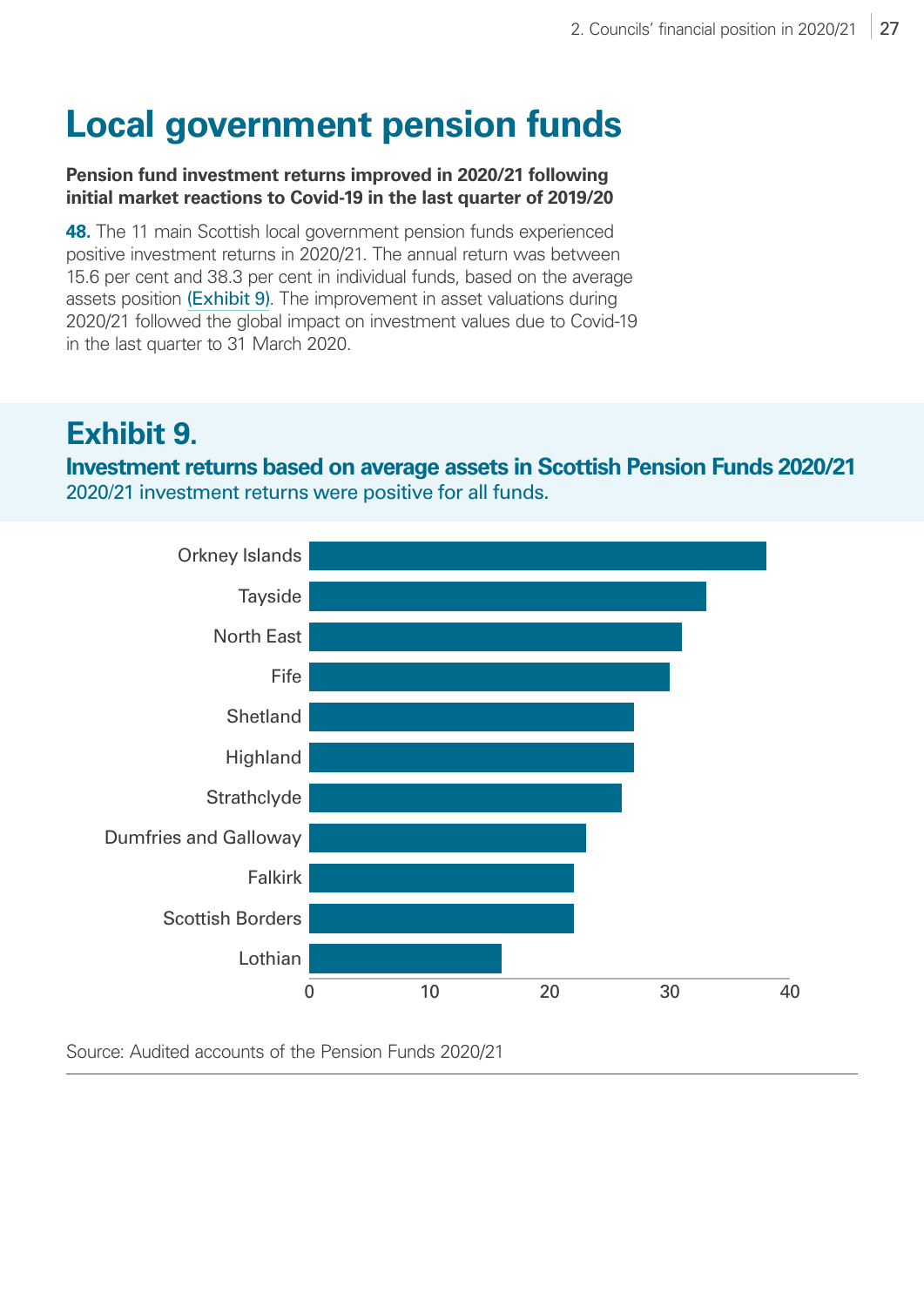# Local government pension funds

**Pension fund investment returns improved in 2020/21 following initial market reactions to Covid-19 in the last quarter of 2019/20**

**48.** The 11 main Scottish local government pension funds experienced positive investment returns in 2020/21. The annual return was between 15.6 per cent and 38.3 per cent in individual funds, based on the average assets position (Exhibit 9). The improvement in asset valuations during 2020/21 followed the global impact on investment values due to Covid-19 in the last quarter to 31 March 2020.

## Exhibit 9.

**Investment returns based on average assets in Scottish Pension Funds 2020/21**

2020/21 investment returns were positive for all funds.

Orkney Islands
Tayside
North East
Fife
Shetland
Highland
Strathclyde
Dumfries and Galloway
Falkirk
Scottish Borders
Lothian

0 10 20 30 40

Source: Audited accounts of the Pension Funds 2020/21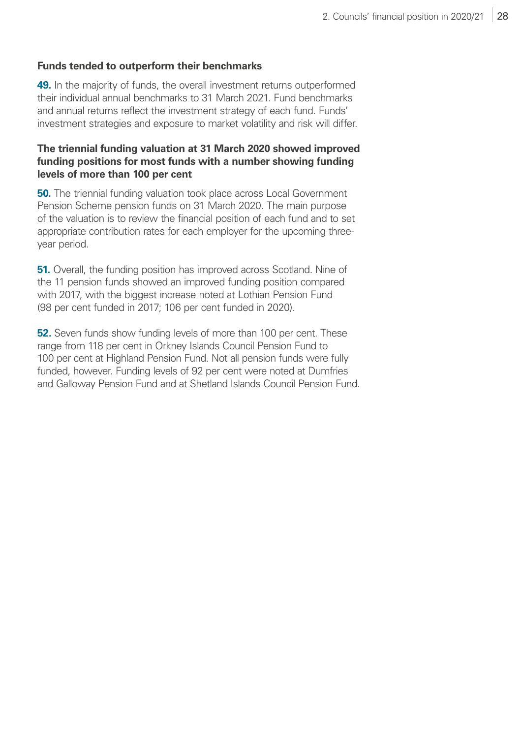### Funds tended to outperform their benchmarks

**49.** In the majority of funds, the overall investment returns outperformed their individual annual benchmarks to 31 March 2021. Fund benchmarks and annual returns reflect the investment strategy of each fund. Funds' investment strategies and exposure to market volatility and risk will differ.

### The triennial funding valuation at 31 March 2020 showed improved funding positions for most funds with a number showing funding levels of more than 100 per cent

**50.** The triennial funding valuation took place across Local Government Pension Scheme pension funds on 31 March 2020. The main purpose of the valuation is to review the financial position of each fund and to set appropriate contribution rates for each employer for the upcoming three-year period.

**51.** Overall, the funding position has improved across Scotland. Nine of the 11 pension funds showed an improved funding position compared with 2017, with the biggest increase noted at Lothian Pension Fund (98 per cent funded in 2017; 106 per cent funded in 2020).

**52.** Seven funds show funding levels of more than 100 per cent. These range from 118 per cent in Orkney Islands Council Pension Fund to 100 per cent at Highland Pension Fund. Not all pension funds were fully funded, however. Funding levels of 92 per cent were noted at Dumfries and Galloway Pension Fund and at Shetland Islands Council Pension Fund.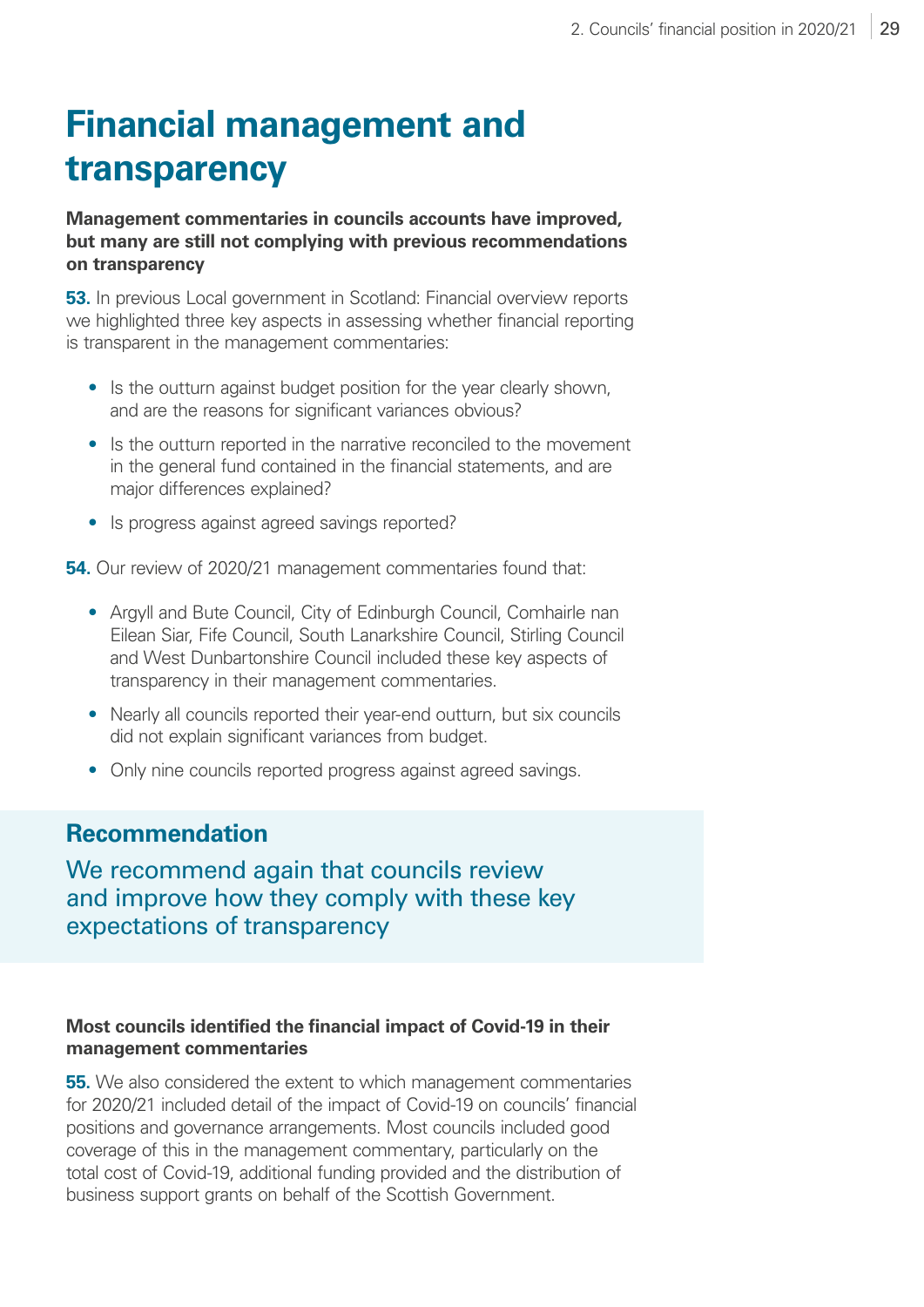# Financial management and transparency

**Management commentaries in councils accounts have improved, but many are still not complying with previous recommendations on transparency**

**53.** In previous Local government in Scotland: Financial overview reports we highlighted three key aspects in assessing whether financial reporting is transparent in the management commentaries:

- Is the outturn against budget position for the year clearly shown, and are the reasons for significant variances obvious?
- Is the outturn reported in the narrative reconciled to the movement in the general fund contained in the financial statements, and are major differences explained?
- Is progress against agreed savings reported?

**54.** Our review of 2020/21 management commentaries found that:

- Argyll and Bute Council, City of Edinburgh Council, Comhairle nan Eilean Siar, Fife Council, South Lanarkshire Council, Stirling Council and West Dunbartonshire Council included these key aspects of transparency in their management commentaries.
- Nearly all councils reported their year-end outturn, but six councils did not explain significant variances from budget.
- Only nine councils reported progress against agreed savings.

## Recommendation

We recommend again that councils review and improve how they comply with these key expectations of transparency

**Most councils identified the financial impact of Covid-19 in their management commentaries**

**55.** We also considered the extent to which management commentaries for 2020/21 included detail of the impact of Covid-19 on councils' financial positions and governance arrangements. Most councils included good coverage of this in the management commentary, particularly on the total cost of Covid-19, additional funding provided and the distribution of business support grants on behalf of the Scottish Government.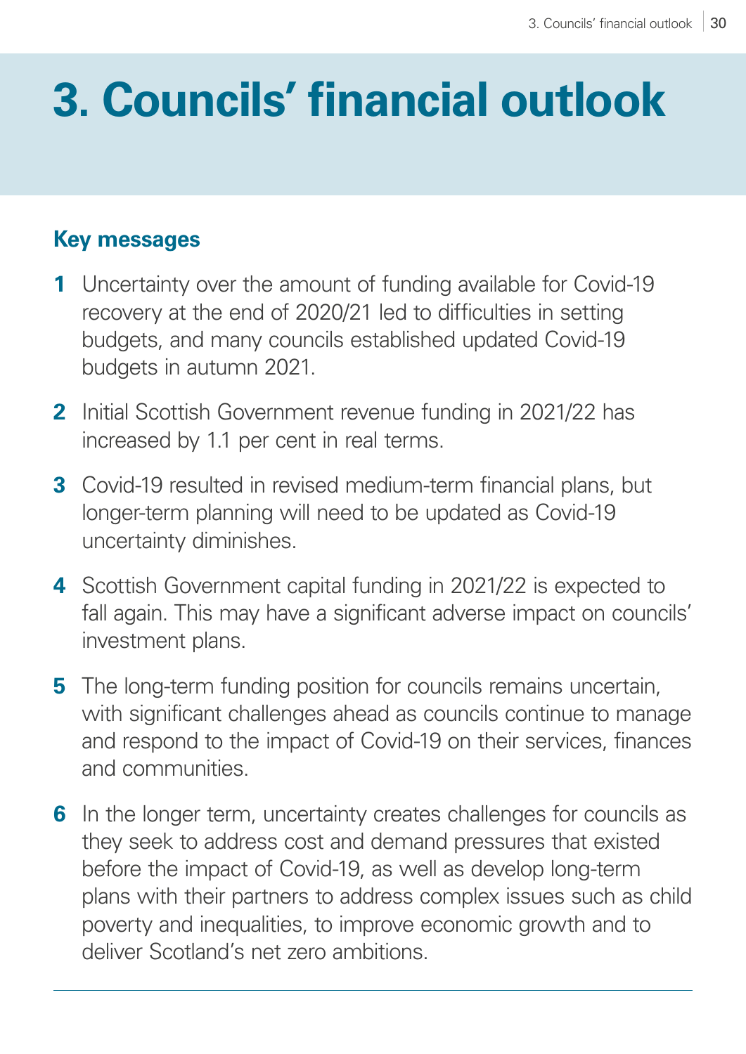# 3. Councils' financial outlook

## Key messages

1. Uncertainty over the amount of funding available for Covid-19 recovery at the end of 2020/21 led to difficulties in setting budgets, and many councils established updated Covid-19 budgets in autumn 2021.

2. Initial Scottish Government revenue funding in 2021/22 has increased by 1.1 per cent in real terms.

3. Covid-19 resulted in revised medium-term financial plans, but longer-term planning will need to be updated as Covid-19 uncertainty diminishes.

4. Scottish Government capital funding in 2021/22 is expected to fall again. This may have a significant adverse impact on councils' investment plans.

5. The long-term funding position for councils remains uncertain, with significant challenges ahead as councils continue to manage and respond to the impact of Covid-19 on their services, finances and communities.

6. In the longer term, uncertainty creates challenges for councils as they seek to address cost and demand pressures that existed before the impact of Covid-19, as well as develop long-term plans with their partners to address complex issues such as child poverty and inequalities, to improve economic growth and to deliver Scotland's net zero ambitions.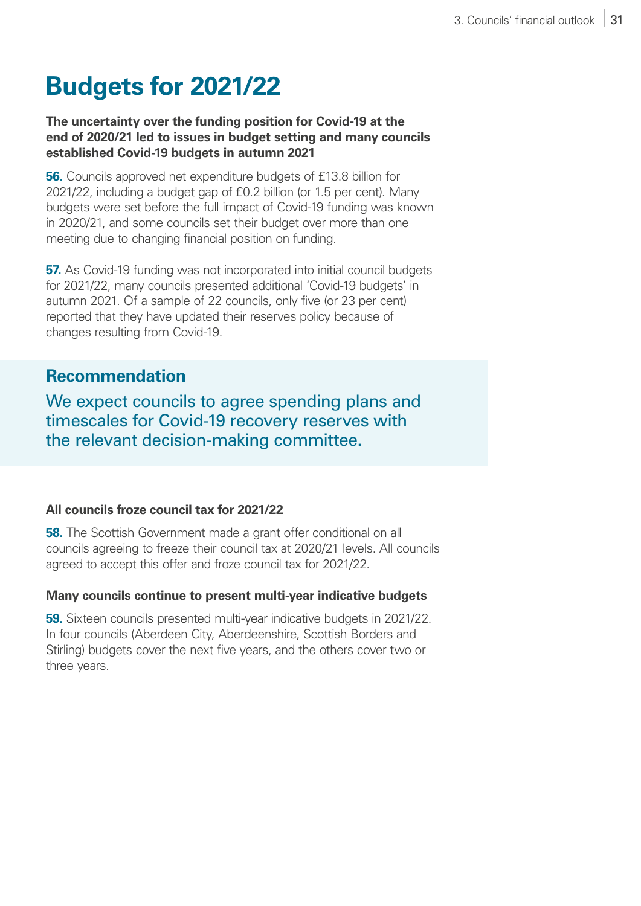# Budgets for 2021/22

**The uncertainty over the funding position for Covid-19 at the end of 2020/21 led to issues in budget setting and many councils established Covid-19 budgets in autumn 2021**

**56.** Councils approved net expenditure budgets of £13.8 billion for 2021/22, including a budget gap of £0.2 billion (or 1.5 per cent). Many budgets were set before the full impact of Covid-19 funding was known in 2020/21, and some councils set their budget over more than one meeting due to changing financial position on funding.

**57.** As Covid-19 funding was not incorporated into initial council budgets for 2021/22, many councils presented additional 'Covid-19 budgets' in autumn 2021. Of a sample of 22 councils, only five (or 23 per cent) reported that they have updated their reserves policy because of changes resulting from Covid-19.

## Recommendation

We expect councils to agree spending plans and timescales for Covid-19 recovery reserves with the relevant decision-making committee.

**All councils froze council tax for 2021/22**

**58.** The Scottish Government made a grant offer conditional on all councils agreeing to freeze their council tax at 2020/21 levels. All councils agreed to accept this offer and froze council tax for 2021/22.

**Many councils continue to present multi-year indicative budgets**

**59.** Sixteen councils presented multi-year indicative budgets in 2021/22. In four councils (Aberdeen City, Aberdeenshire, Scottish Borders and Stirling) budgets cover the next five years, and the others cover two or three years.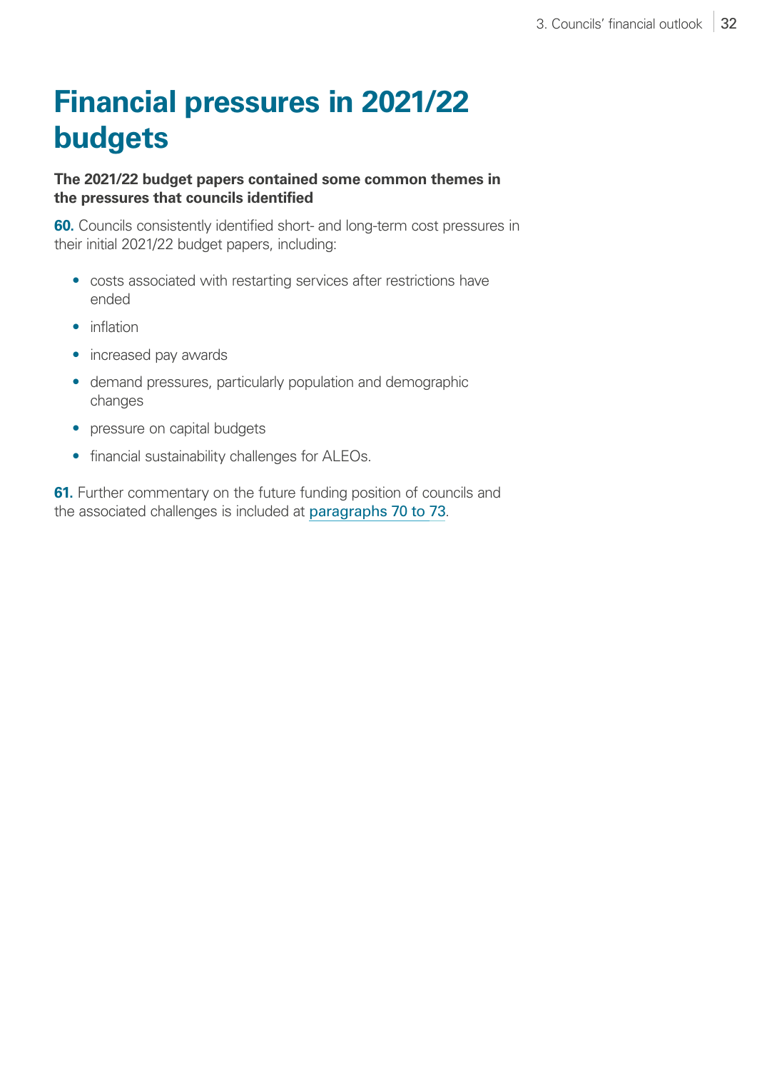# Financial pressures in 2021/22 budgets

**The 2021/22 budget papers contained some common themes in the pressures that councils identified**

**60.** Councils consistently identified short- and long-term cost pressures in their initial 2021/22 budget papers, including:

- costs associated with restarting services after restrictions have ended
- inflation
- increased pay awards
- demand pressures, particularly population and demographic changes
- pressure on capital budgets
- financial sustainability challenges for ALEOs.

**61.** Further commentary on the future funding position of councils and the associated challenges is included at paragraphs 70 to 73.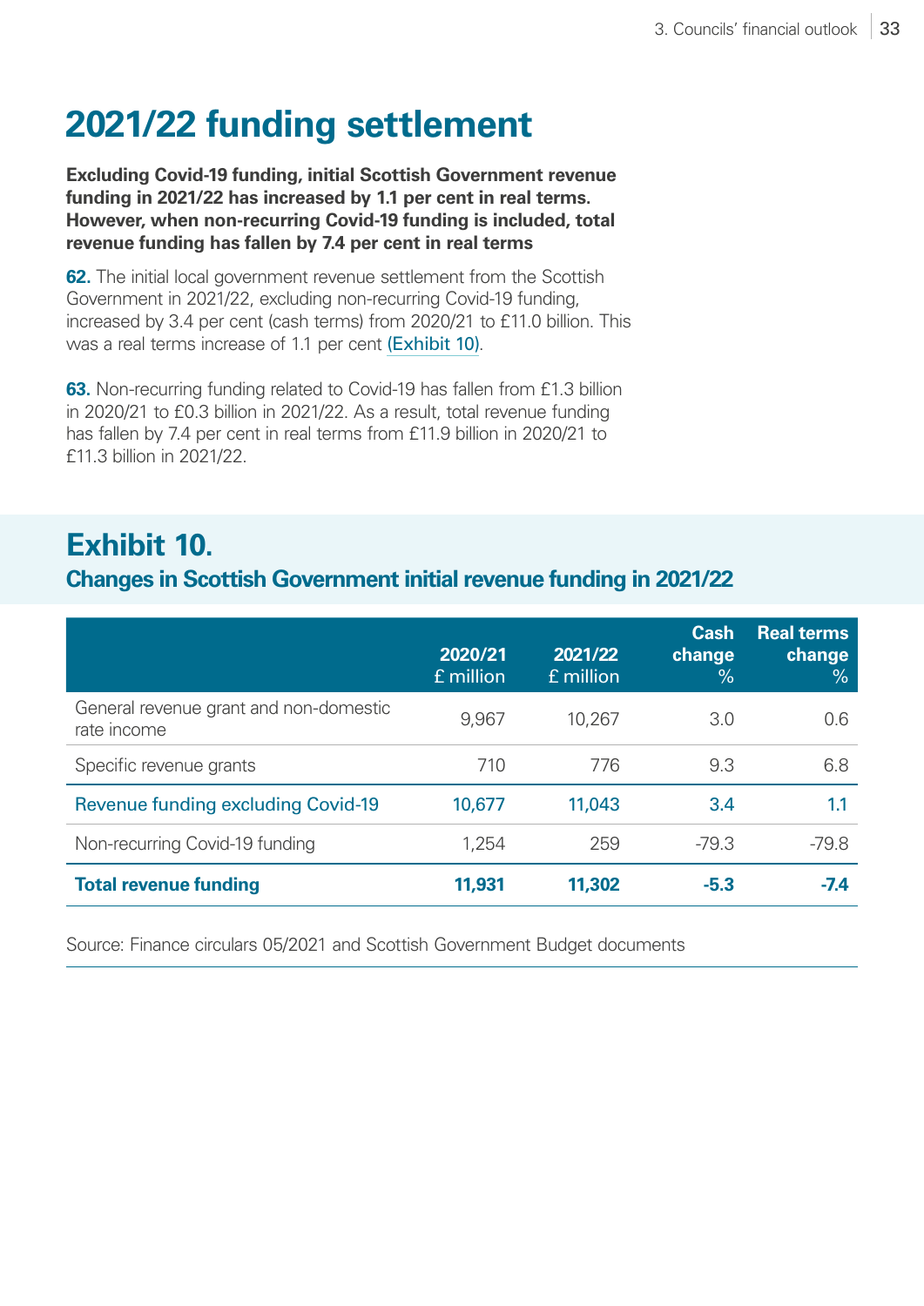# 2021/22 funding settlement

**Excluding Covid-19 funding, initial Scottish Government revenue funding in 2021/22 has increased by 1.1 per cent in real terms. However, when non-recurring Covid-19 funding is included, total revenue funding has fallen by 7.4 per cent in real terms**

**62.** The initial local government revenue settlement from the Scottish Government in 2021/22, excluding non-recurring Covid-19 funding, increased by 3.4 per cent (cash terms) from 2020/21 to £11.0 billion. This was a real terms increase of 1.1 per cent (Exhibit 10).

**63.** Non-recurring funding related to Covid-19 has fallen from £1.3 billion in 2020/21 to £0.3 billion in 2021/22. As a result, total revenue funding has fallen by 7.4 per cent in real terms from £11.9 billion in 2020/21 to £11.3 billion in 2021/22.

## Exhibit 10.

### Changes in Scottish Government initial revenue funding in 2021/22

| | 2020/21 £ million | 2021/22 £ million | Cash change % | Real terms change % |
|---|---|---|---|---|
| General revenue grant and non-domestic rate income | 9,967 | 10,267 | 3.0 | 0.6 |
| Specific revenue grants | 710 | 776 | 9.3 | 6.8 |
| Revenue funding excluding Covid-19 | 10,677 | 11,043 | 3.4 | 1.1 |
| Non-recurring Covid-19 funding | 1,254 | 259 | -79.3 | -79.8 |
| **Total revenue funding** | **11,931** | **11,302** | **-5.3** | **-7.4** |

Source: Finance circulars 05/2021 and Scottish Government Budget documents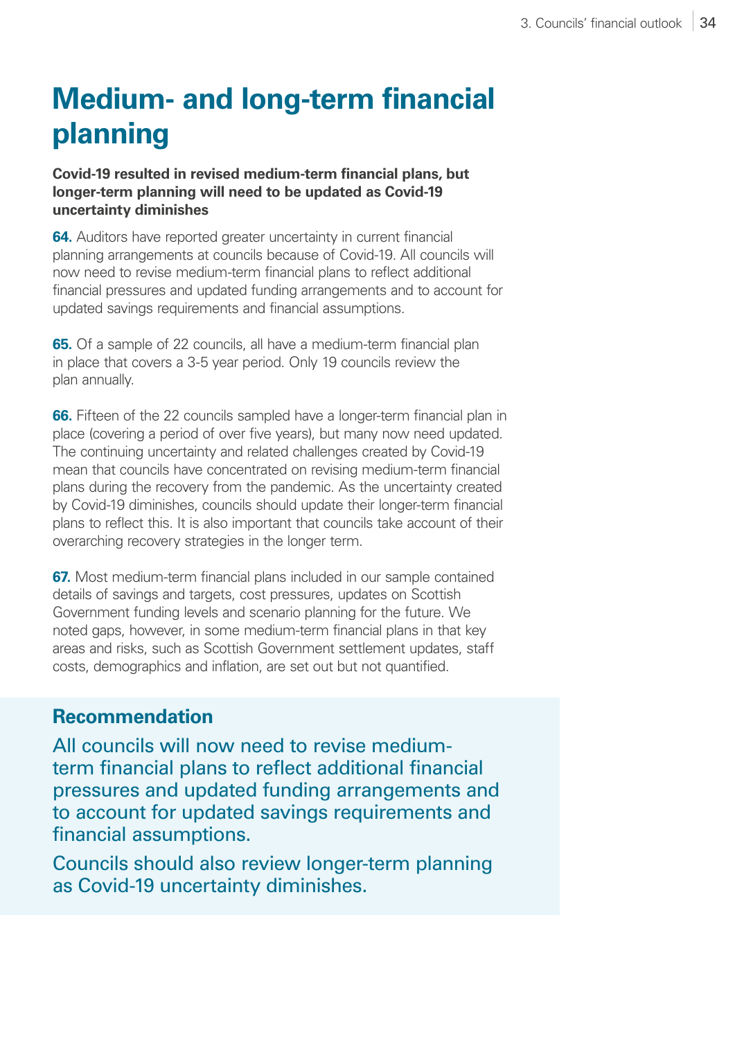# Medium- and long-term financial planning

**Covid-19 resulted in revised medium-term financial plans, but longer-term planning will need to be updated as Covid-19 uncertainty diminishes**

**64.** Auditors have reported greater uncertainty in current financial planning arrangements at councils because of Covid-19. All councils will now need to revise medium-term financial plans to reflect additional financial pressures and updated funding arrangements and to account for updated savings requirements and financial assumptions.

**65.** Of a sample of 22 councils, all have a medium-term financial plan in place that covers a 3-5 year period. Only 19 councils review the plan annually.

**66.** Fifteen of the 22 councils sampled have a longer-term financial plan in place (covering a period of over five years), but many now need updated. The continuing uncertainty and related challenges created by Covid-19 mean that councils have concentrated on revising medium-term financial plans during the recovery from the pandemic. As the uncertainty created by Covid-19 diminishes, councils should update their longer-term financial plans to reflect this. It is also important that councils take account of their overarching recovery strategies in the longer term.

**67.** Most medium-term financial plans included in our sample contained details of savings and targets, cost pressures, updates on Scottish Government funding levels and scenario planning for the future. We noted gaps, however, in some medium-term financial plans in that key areas and risks, such as Scottish Government settlement updates, staff costs, demographics and inflation, are set out but not quantified.

## Recommendation

All councils will now need to revise medium-term financial plans to reflect additional financial pressures and updated funding arrangements and to account for updated savings requirements and financial assumptions.

Councils should also review longer-term planning as Covid-19 uncertainty diminishes.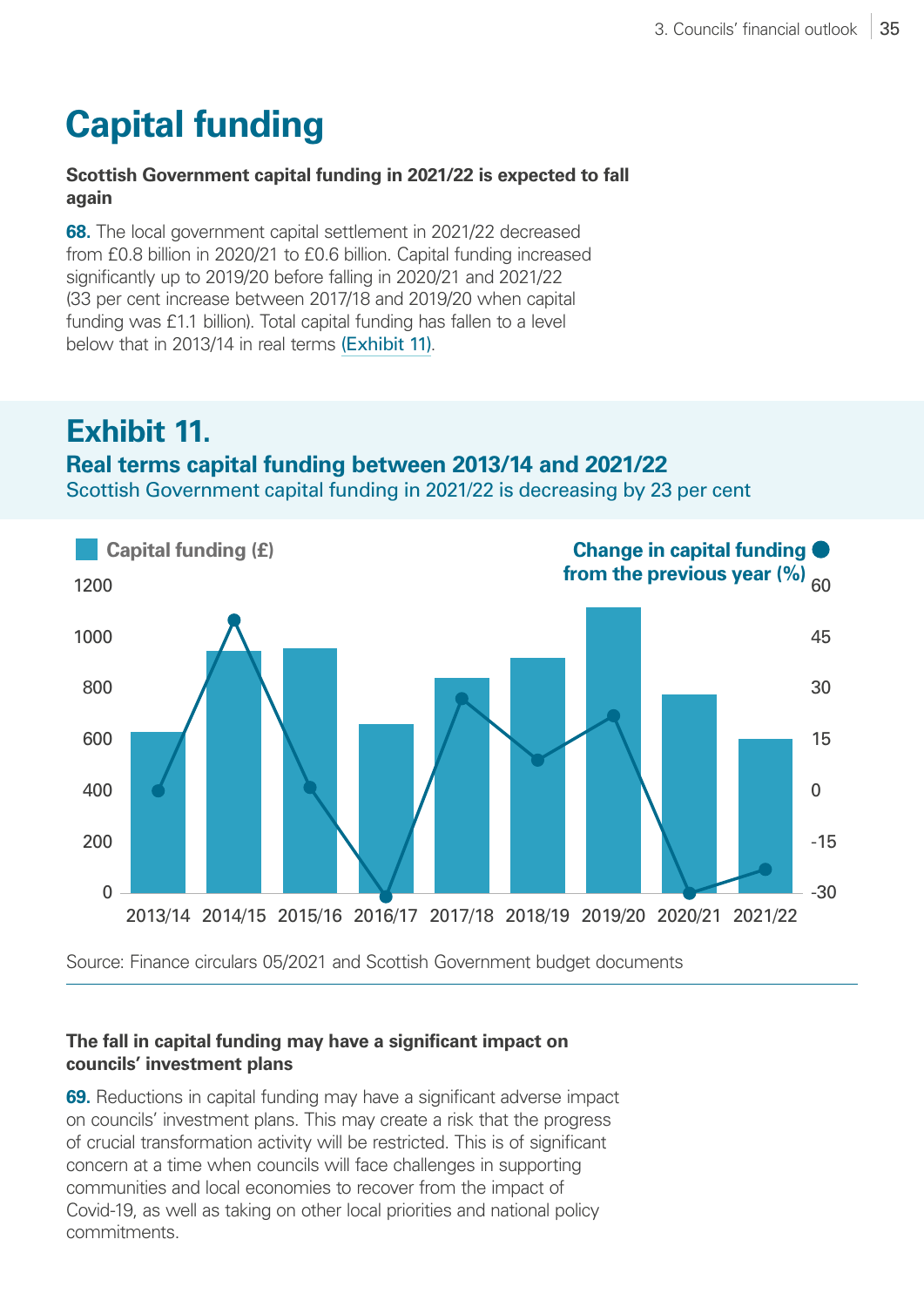# Capital funding

**Scottish Government capital funding in 2021/22 is expected to fall again**

**68.** The local government capital settlement in 2021/22 decreased from £0.8 billion in 2020/21 to £0.6 billion. Capital funding increased significantly up to 2019/20 before falling in 2020/21 and 2021/22 (33 per cent increase between 2017/18 and 2019/20 when capital funding was £1.1 billion). Total capital funding has fallen to a level below that in 2013/14 in real terms (Exhibit 11).

## Exhibit 11.

### Real terms capital funding between 2013/14 and 2021/22

Scottish Government capital funding in 2021/22 is decreasing by 23 per cent

Source: Finance circulars 05/2021 and Scottish Government budget documents

**The fall in capital funding may have a significant impact on councils' investment plans**

**69.** Reductions in capital funding may have a significant adverse impact on councils' investment plans. This may create a risk that the progress of crucial transformation activity will be restricted. This is of significant concern at a time when councils will face challenges in supporting communities and local economies to recover from the impact of Covid-19, as well as taking on other local priorities and national policy commitments.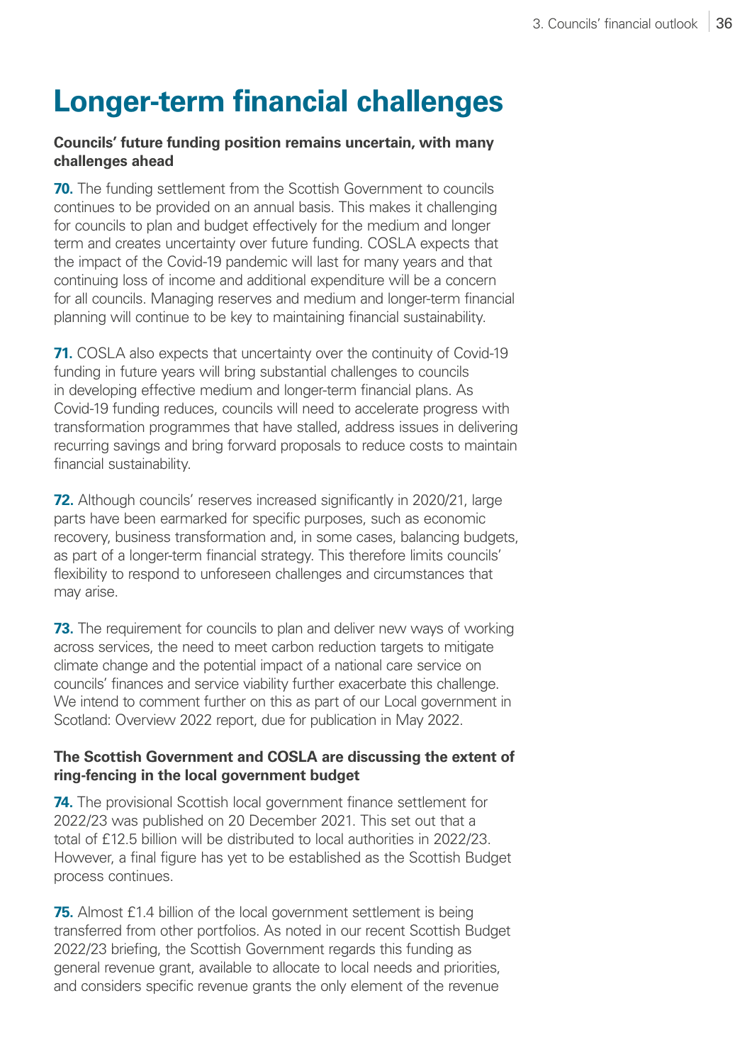# Longer-term financial challenges

**Councils' future funding position remains uncertain, with many challenges ahead**

**70.** The funding settlement from the Scottish Government to councils continues to be provided on an annual basis. This makes it challenging for councils to plan and budget effectively for the medium and longer term and creates uncertainty over future funding. COSLA expects that the impact of the Covid-19 pandemic will last for many years and that continuing loss of income and additional expenditure will be a concern for all councils. Managing reserves and medium and longer-term financial planning will continue to be key to maintaining financial sustainability.

**71.** COSLA also expects that uncertainty over the continuity of Covid-19 funding in future years will bring substantial challenges to councils in developing effective medium and longer-term financial plans. As Covid-19 funding reduces, councils will need to accelerate progress with transformation programmes that have stalled, address issues in delivering recurring savings and bring forward proposals to reduce costs to maintain financial sustainability.

**72.** Although councils' reserves increased significantly in 2020/21, large parts have been earmarked for specific purposes, such as economic recovery, business transformation and, in some cases, balancing budgets, as part of a longer-term financial strategy. This therefore limits councils' flexibility to respond to unforeseen challenges and circumstances that may arise.

**73.** The requirement for councils to plan and deliver new ways of working across services, the need to meet carbon reduction targets to mitigate climate change and the potential impact of a national care service on councils' finances and service viability further exacerbate this challenge. We intend to comment further on this as part of our Local government in Scotland: Overview 2022 report, due for publication in May 2022.

**The Scottish Government and COSLA are discussing the extent of ring-fencing in the local government budget**

**74.** The provisional Scottish local government finance settlement for 2022/23 was published on 20 December 2021. This set out that a total of £12.5 billion will be distributed to local authorities in 2022/23. However, a final figure has yet to be established as the Scottish Budget process continues.

**75.** Almost £1.4 billion of the local government settlement is being transferred from other portfolios. As noted in our recent Scottish Budget 2022/23 briefing, the Scottish Government regards this funding as general revenue grant, available to allocate to local needs and priorities, and considers specific revenue grants the only element of the revenue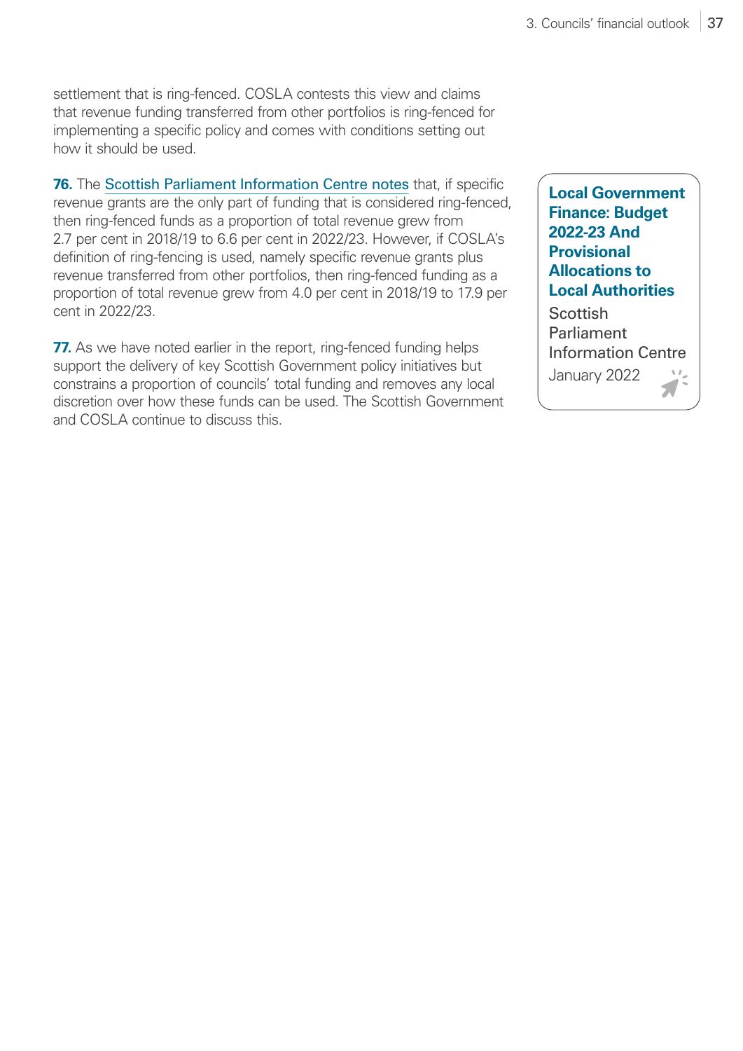settlement that is ring-fenced. COSLA contests this view and claims that revenue funding transferred from other portfolios is ring-fenced for implementing a specific policy and comes with conditions setting out how it should be used.

**76.** The Scottish Parliament Information Centre notes that, if specific revenue grants are the only part of funding that is considered ring-fenced, then ring-fenced funds as a proportion of total revenue grew from 2.7 per cent in 2018/19 to 6.6 per cent in 2022/23. However, if COSLA's definition of ring-fencing is used, namely specific revenue grants plus revenue transferred from other portfolios, then ring-fenced funding as a proportion of total revenue grew from 4.0 per cent in 2018/19 to 17.9 per cent in 2022/23.

**77.** As we have noted earlier in the report, ring-fenced funding helps support the delivery of key Scottish Government policy initiatives but constrains a proportion of councils' total funding and removes any local discretion over how these funds can be used. The Scottish Government and COSLA continue to discuss this.

**Local Government Finance: Budget 2022-23 And Provisional Allocations to Local Authorities**
Scottish Parliament Information Centre
January 2022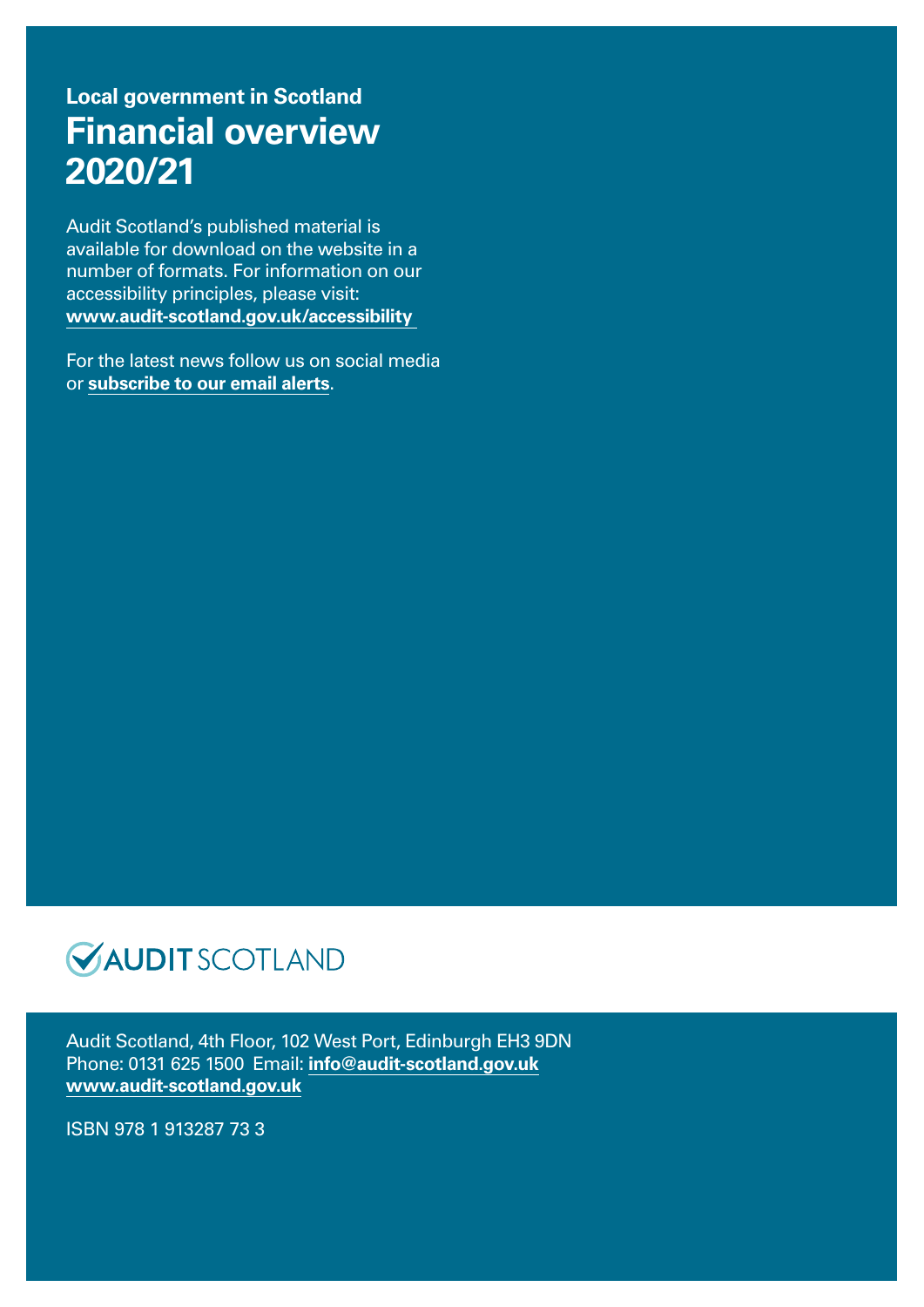**Local government in Scotland**

# Financial overview 2020/21

Audit Scotland's published material is available for download on the website in a number of formats. For information on our accessibility principles, please visit: **www.audit-scotland.gov.uk/accessibility**

For the latest news follow us on social media or **subscribe to our email alerts**.

AUDIT SCOTLAND

Audit Scotland, 4th Floor, 102 West Port, Edinburgh EH3 9DN
Phone: 0131 625 1500 Email: **info@audit-scotland.gov.uk**
**www.audit-scotland.gov.uk**

ISBN 978 1 913287 73 3